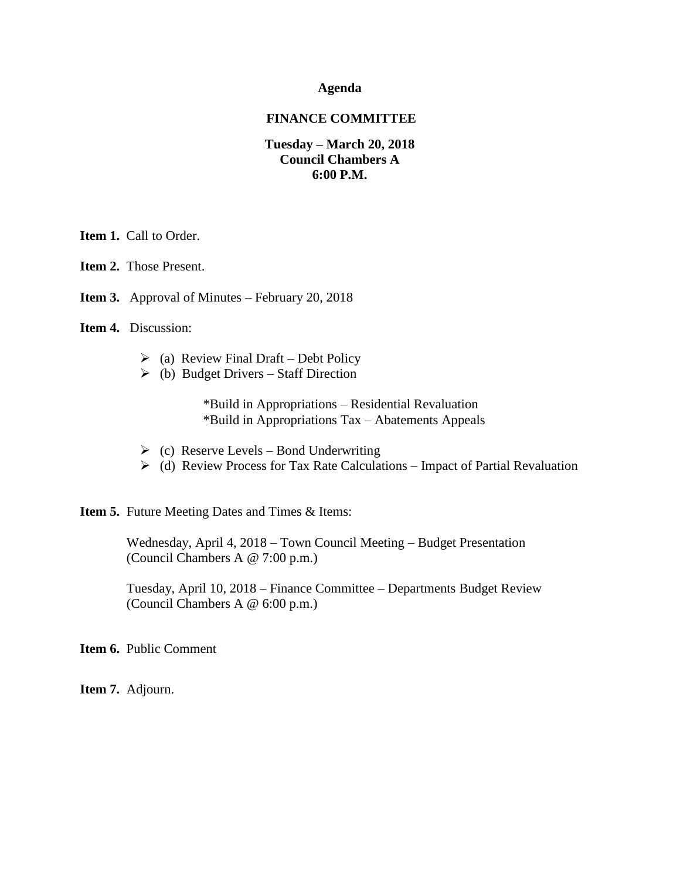# Agenda

## FINANCE COMMITTEE

**Tuesday – March 20, 2018**
**Council Chambers A**
**6:00 P.M.**

**Item 1.** Call to Order.

**Item 2.** Those Present.

**Item 3.** Approval of Minutes – February 20, 2018

**Item 4.** Discussion:

- (a) Review Final Draft – Debt Policy
- (b) Budget Drivers – Staff Direction

  *Build in Appropriations – Residential Revaluation
  *Build in Appropriations Tax – Abatements Appeals

- (c) Reserve Levels – Bond Underwriting
- (d) Review Process for Tax Rate Calculations – Impact of Partial Revaluation

**Item 5.** Future Meeting Dates and Times & Items:

Wednesday, April 4, 2018 – Town Council Meeting – Budget Presentation
(Council Chambers A @ 7:00 p.m.)

Tuesday, April 10, 2018 – Finance Committee – Departments Budget Review
(Council Chambers A @ 6:00 p.m.)

**Item 6.** Public Comment

**Item 7.** Adjourn.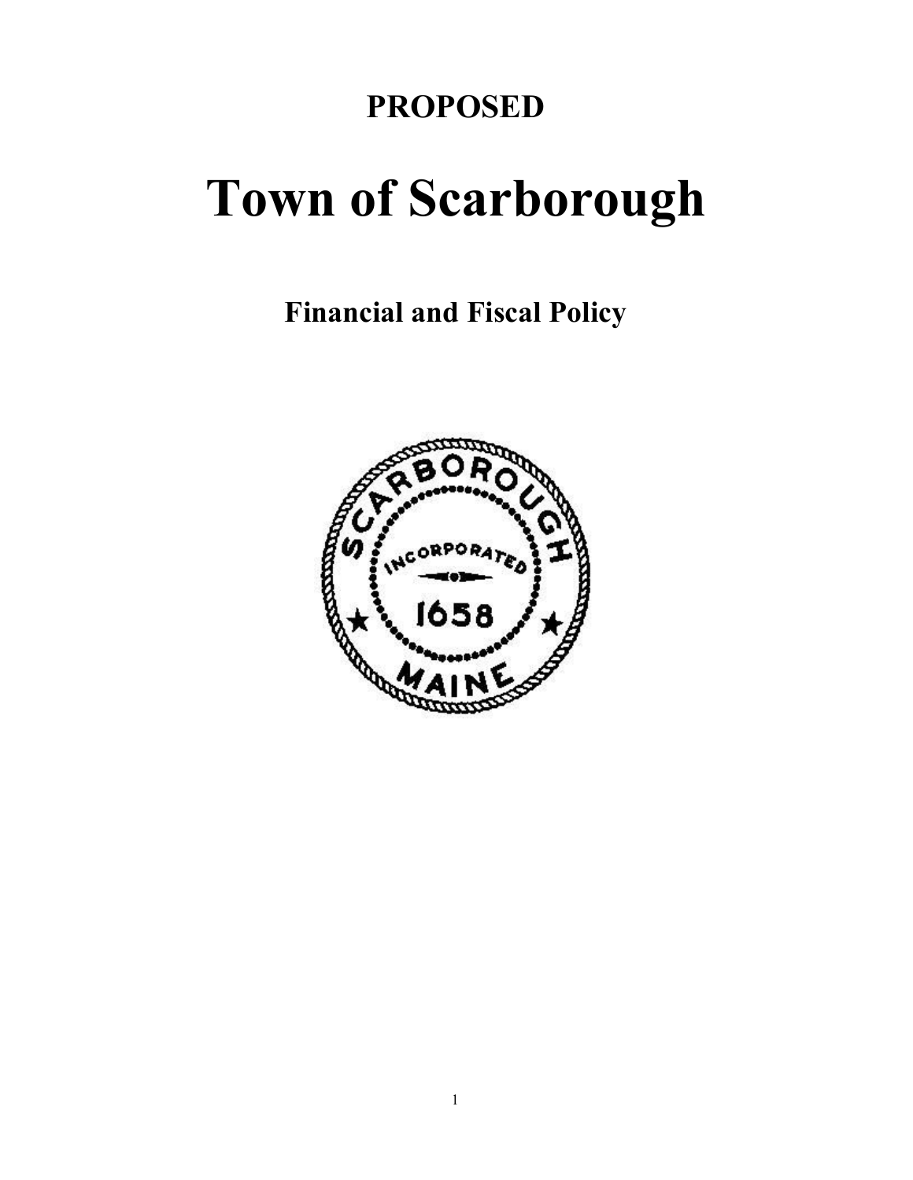**PROPOSED**

# Town of Scarborough

## Financial and Fiscal Policy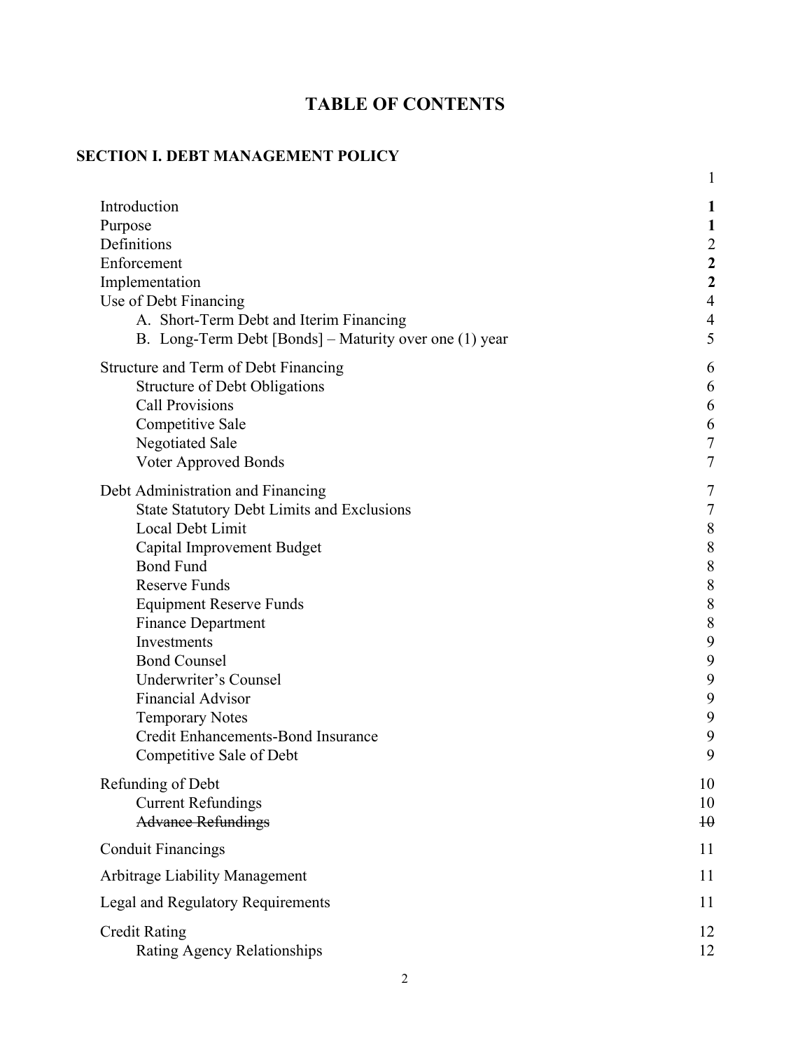# TABLE OF CONTENTS

## SECTION I. DEBT MANAGEMENT POLICY

| | |
|---|---|
| | 1 |
| Introduction | **1** |
| Purpose | **1** |
| Definitions | 2 |
| Enforcement | **2** |
| Implementation | **2** |
| Use of Debt Financing | 4 |
| A. Short-Term Debt and Iterim Financing | 4 |
| B. Long-Term Debt [Bonds] – Maturity over one (1) year | 5 |
| Structure and Term of Debt Financing | 6 |
| Structure of Debt Obligations | 6 |
| Call Provisions | 6 |
| Competitive Sale | 6 |
| Negotiated Sale | 7 |
| Voter Approved Bonds | 7 |
| Debt Administration and Financing | 7 |
| State Statutory Debt Limits and Exclusions | 7 |
| Local Debt Limit | 8 |
| Capital Improvement Budget | 8 |
| Bond Fund | 8 |
| Reserve Funds | 8 |
| Equipment Reserve Funds | 8 |
| Finance Department | 8 |
| Investments | 9 |
| Bond Counsel | 9 |
| Underwriter's Counsel | 9 |
| Financial Advisor | 9 |
| Temporary Notes | 9 |
| Credit Enhancements-Bond Insurance | 9 |
| Competitive Sale of Debt | 9 |
| Refunding of Debt | 10 |
| Current Refundings | 10 |
| ~~Advance Refundings~~ | ~~10~~ |
| Conduit Financings | 11 |
| Arbitrage Liability Management | 11 |
| Legal and Regulatory Requirements | 11 |
| Credit Rating | 12 |
| Rating Agency Relationships | 12 |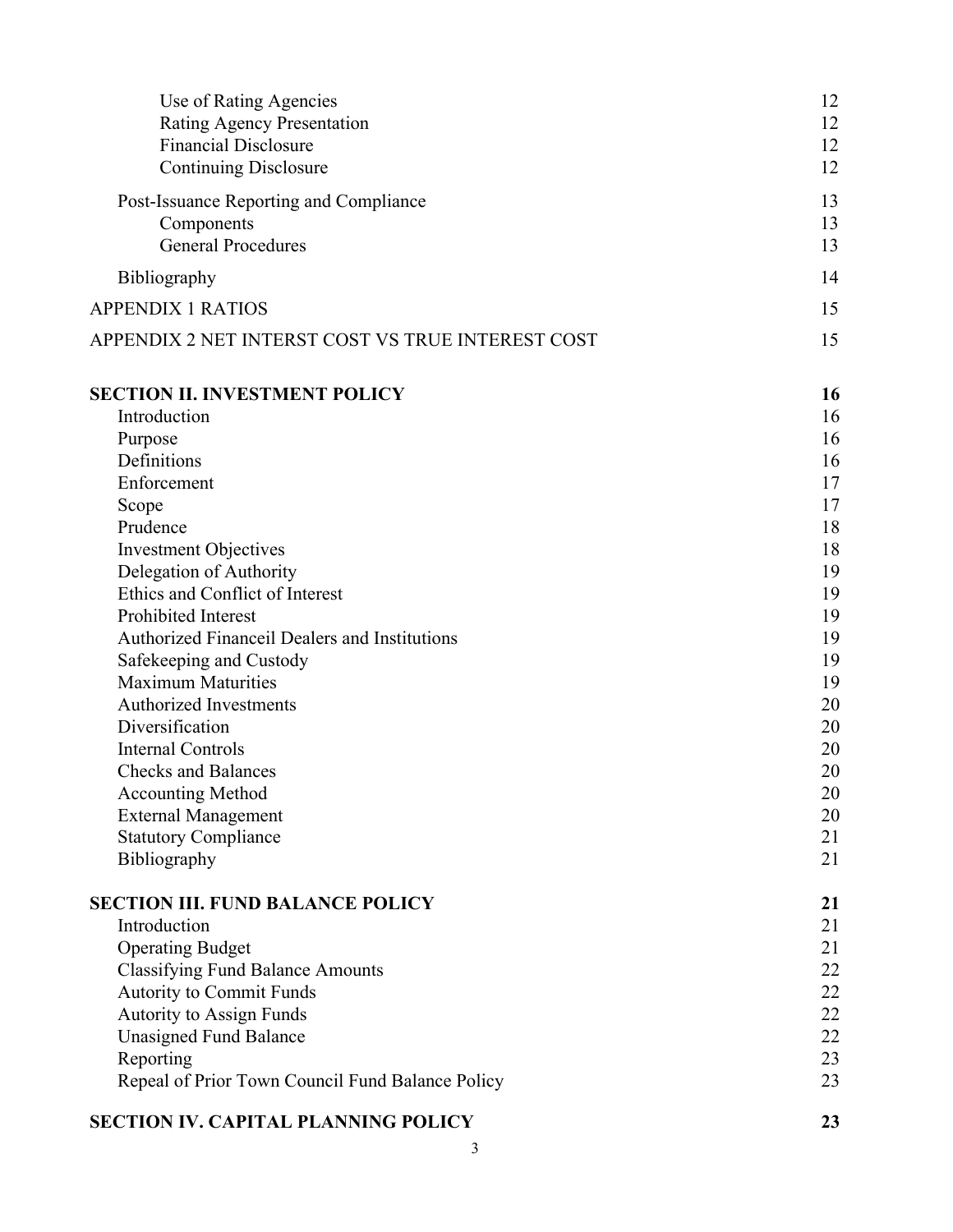| | |
|---|---|
| Use of Rating Agencies | 12 |
| Rating Agency Presentation | 12 |
| Financial Disclosure | 12 |
| Continuing Disclosure | 12 |
| Post-Issuance Reporting and Compliance | 13 |
| Components | 13 |
| General Procedures | 13 |
| Bibliography | 14 |
| APPENDIX 1 RATIOS | 15 |
| APPENDIX 2 NET INTERST COST VS TRUE INTEREST COST | 15 |
| **SECTION II. INVESTMENT POLICY** | **16** |
| Introduction | 16 |
| Purpose | 16 |
| Definitions | 16 |
| Enforcement | 17 |
| Scope | 17 |
| Prudence | 18 |
| Investment Objectives | 18 |
| Delegation of Authority | 19 |
| Ethics and Conflict of Interest | 19 |
| Prohibited Interest | 19 |
| Authorized Financeil Dealers and Institutions | 19 |
| Safekeeping and Custody | 19 |
| Maximum Maturities | 19 |
| Authorized Investments | 20 |
| Diversification | 20 |
| Internal Controls | 20 |
| Checks and Balances | 20 |
| Accounting Method | 20 |
| External Management | 20 |
| Statutory Compliance | 21 |
| Bibliography | 21 |
| **SECTION III. FUND BALANCE POLICY** | **21** |
| Introduction | 21 |
| Operating Budget | 21 |
| Classifying Fund Balance Amounts | 22 |
| Autority to Commit Funds | 22 |
| Autority to Assign Funds | 22 |
| Unasigned Fund Balance | 22 |
| Reporting | 23 |
| Repeal of Prior Town Council Fund Balance Policy | 23 |
| **SECTION IV. CAPITAL PLANNING POLICY** | **23** |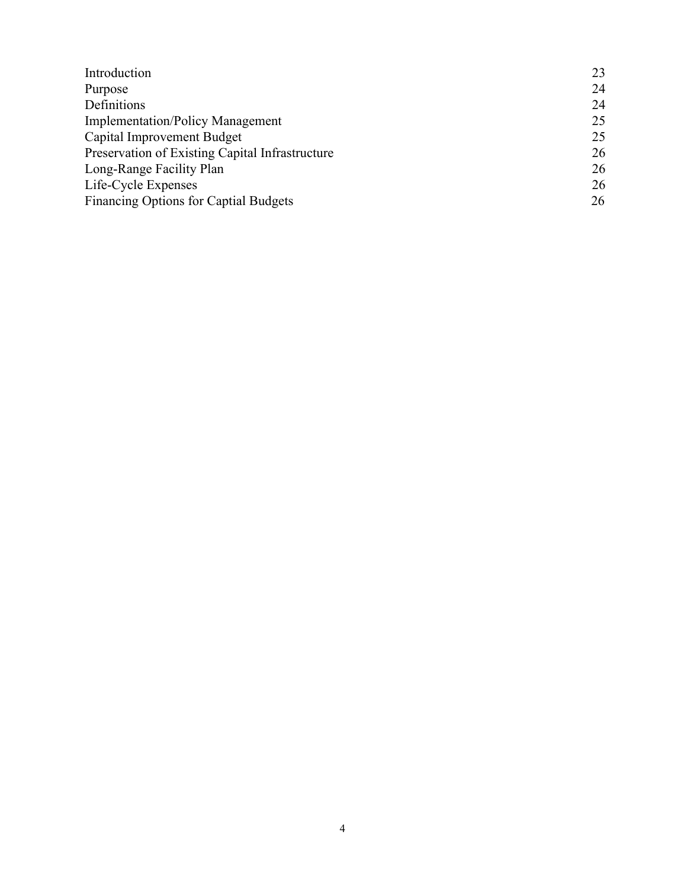| | |
|---|---|
| Introduction | 23 |
| Purpose | 24 |
| Definitions | 24 |
| Implementation/Policy Management | 25 |
| Capital Improvement Budget | 25 |
| Preservation of Existing Capital Infrastructure | 26 |
| Long-Range Facility Plan | 26 |
| Life-Cycle Expenses | 26 |
| Financing Options for Captial Budgets | 26 |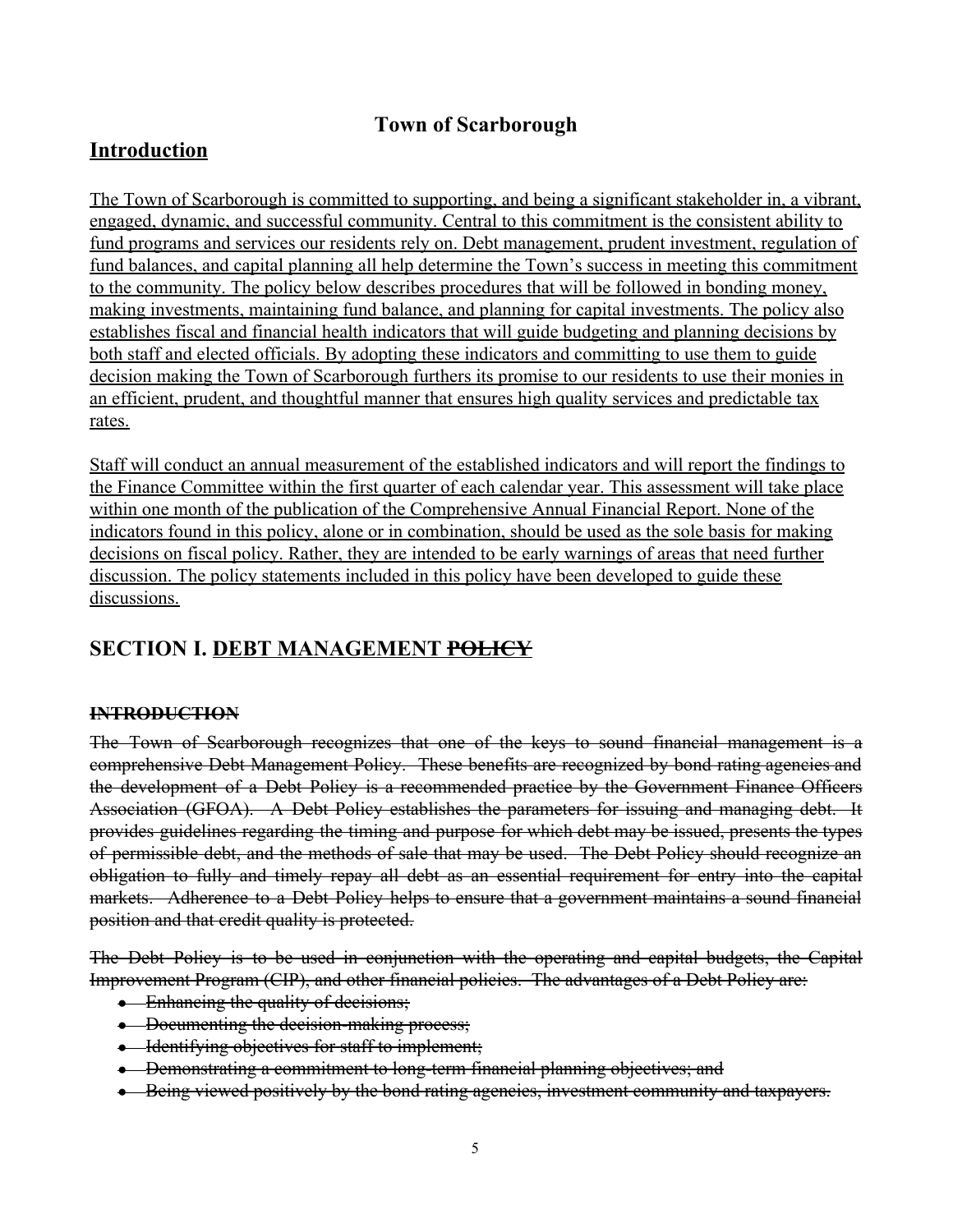# Town of Scarborough

## <u>Introduction</u>

<u>The Town of Scarborough is committed to supporting, and being a significant stakeholder in, a vibrant, engaged, dynamic, and successful community. Central to this commitment is the consistent ability to fund programs and services our residents rely on. Debt management, prudent investment, regulation of fund balances, and capital planning all help determine the Town's success in meeting this commitment to the community. The policy below describes procedures that will be followed in bonding money, making investments, maintaining fund balance, and planning for capital investments. The policy also establishes fiscal and financial health indicators that will guide budgeting and planning decisions by both staff and elected officials. By adopting these indicators and committing to use them to guide decision making the Town of Scarborough furthers its promise to our residents to use their monies in an efficient, prudent, and thoughtful manner that ensures high quality services and predictable tax rates.</u>

<u>Staff will conduct an annual measurement of the established indicators and will report the findings to the Finance Committee within the first quarter of each calendar year. This assessment will take place within one month of the publication of the Comprehensive Annual Financial Report. None of the indicators found in this policy, alone or in combination, should be used as the sole basis for making decisions on fiscal policy. Rather, they are intended to be early warnings of areas that need further discussion. The policy statements included in this policy have been developed to guide these discussions.</u>

## SECTION I. <u>DEBT MANAGEMENT</u> ~~POLICY~~

**~~INTRODUCTION~~**

~~The Town of Scarborough recognizes that one of the keys to sound financial management is a comprehensive Debt Management Policy. These benefits are recognized by bond rating agencies and the development of a Debt Policy is a recommended practice by the Government Finance Officers Association (GFOA). A Debt Policy establishes the parameters for issuing and managing debt. It provides guidelines regarding the timing and purpose for which debt may be issued, presents the types of permissible debt, and the methods of sale that may be used. The Debt Policy should recognize an obligation to fully and timely repay all debt as an essential requirement for entry into the capital markets. Adherence to a Debt Policy helps to ensure that a government maintains a sound financial position and that credit quality is protected.~~

~~The Debt Policy is to be used in conjunction with the operating and capital budgets, the Capital Improvement Program (CIP), and other financial policies. The advantages of a Debt Policy are:~~

- ~~Enhancing the quality of decisions;~~
- ~~Documenting the decision-making process;~~
- ~~Identifying objectives for staff to implement;~~
- ~~Demonstrating a commitment to long-term financial planning objectives; and~~
- ~~Being viewed positively by the bond rating agencies, investment community and taxpayers.~~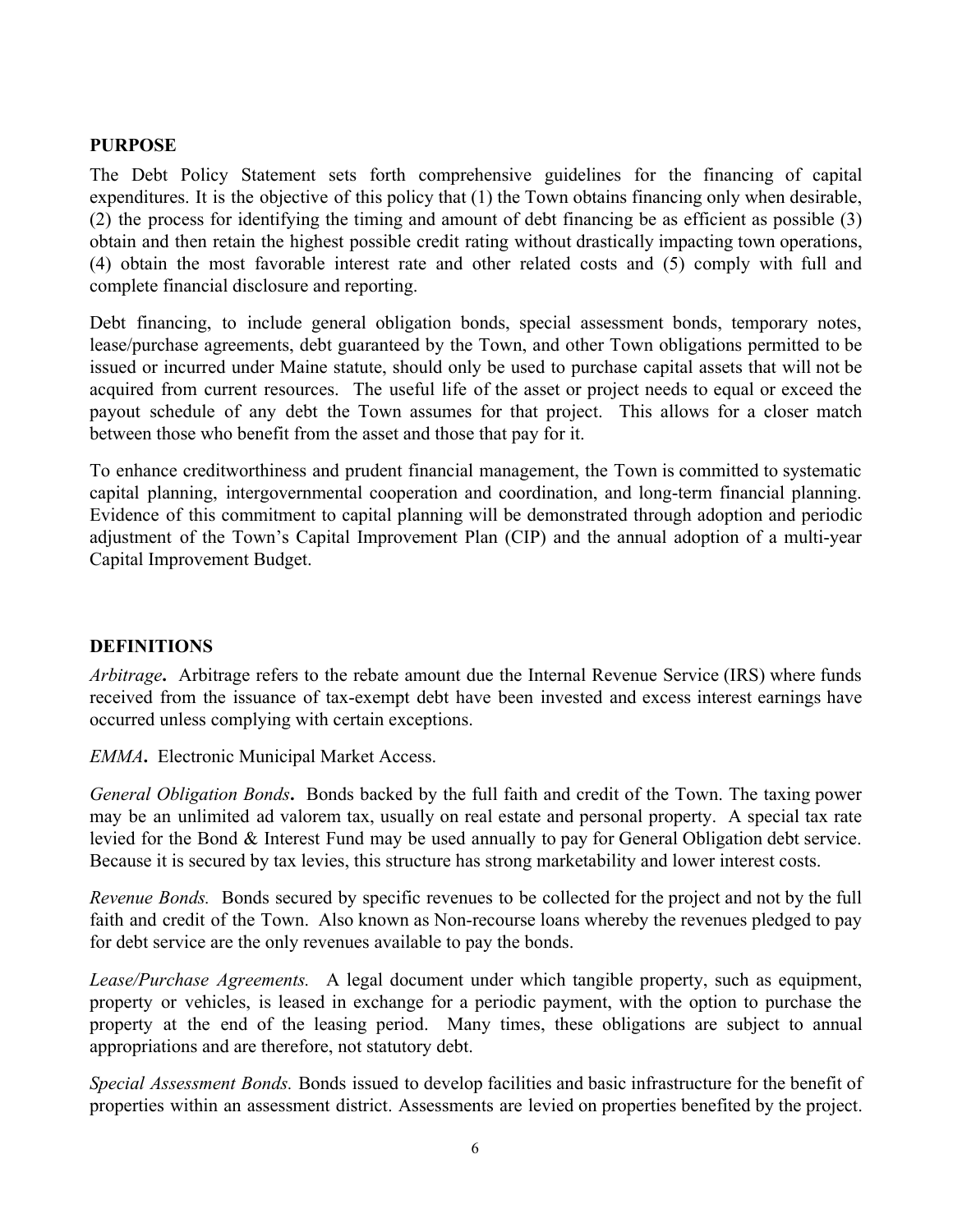## PURPOSE

The Debt Policy Statement sets forth comprehensive guidelines for the financing of capital expenditures. It is the objective of this policy that (1) the Town obtains financing only when desirable, (2) the process for identifying the timing and amount of debt financing be as efficient as possible (3) obtain and then retain the highest possible credit rating without drastically impacting town operations, (4) obtain the most favorable interest rate and other related costs and (5) comply with full and complete financial disclosure and reporting.

Debt financing, to include general obligation bonds, special assessment bonds, temporary notes, lease/purchase agreements, debt guaranteed by the Town, and other Town obligations permitted to be issued or incurred under Maine statute, should only be used to purchase capital assets that will not be acquired from current resources. The useful life of the asset or project needs to equal or exceed the payout schedule of any debt the Town assumes for that project. This allows for a closer match between those who benefit from the asset and those that pay for it.

To enhance creditworthiness and prudent financial management, the Town is committed to systematic capital planning, intergovernmental cooperation and coordination, and long-term financial planning. Evidence of this commitment to capital planning will be demonstrated through adoption and periodic adjustment of the Town's Capital Improvement Plan (CIP) and the annual adoption of a multi-year Capital Improvement Budget.

## DEFINITIONS

*Arbitrage*. Arbitrage refers to the rebate amount due the Internal Revenue Service (IRS) where funds received from the issuance of tax-exempt debt have been invested and excess interest earnings have occurred unless complying with certain exceptions.

*EMMA*. Electronic Municipal Market Access.

*General Obligation Bonds*. Bonds backed by the full faith and credit of the Town. The taxing power may be an unlimited ad valorem tax, usually on real estate and personal property. A special tax rate levied for the Bond & Interest Fund may be used annually to pay for General Obligation debt service. Because it is secured by tax levies, this structure has strong marketability and lower interest costs.

*Revenue Bonds.* Bonds secured by specific revenues to be collected for the project and not by the full faith and credit of the Town. Also known as Non-recourse loans whereby the revenues pledged to pay for debt service are the only revenues available to pay the bonds.

*Lease/Purchase Agreements.* A legal document under which tangible property, such as equipment, property or vehicles, is leased in exchange for a periodic payment, with the option to purchase the property at the end of the leasing period. Many times, these obligations are subject to annual appropriations and are therefore, not statutory debt.

*Special Assessment Bonds.* Bonds issued to develop facilities and basic infrastructure for the benefit of properties within an assessment district. Assessments are levied on properties benefited by the project.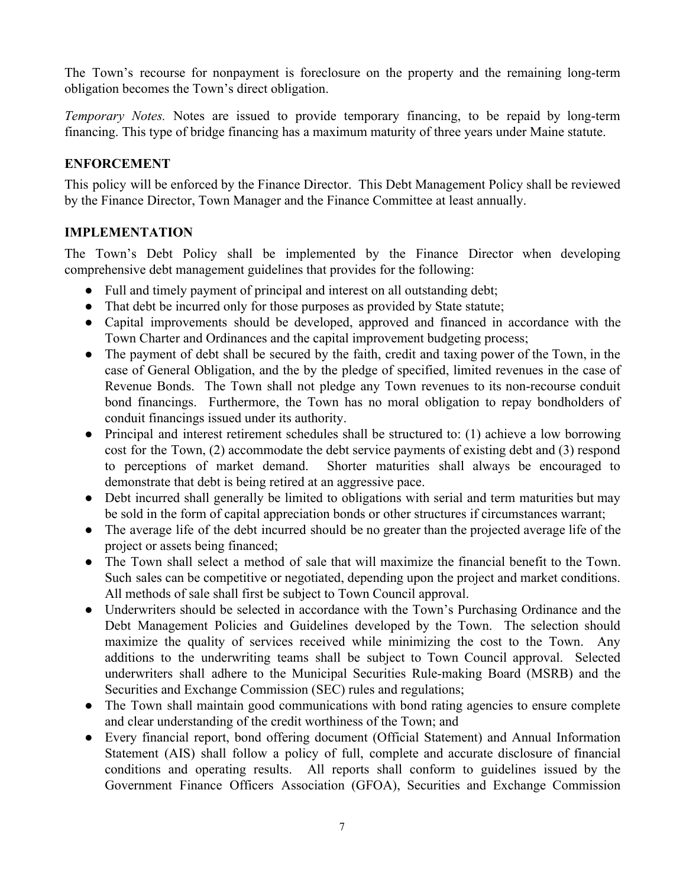The Town's recourse for nonpayment is foreclosure on the property and the remaining long-term obligation becomes the Town's direct obligation.

*Temporary Notes.* Notes are issued to provide temporary financing, to be repaid by long-term financing. This type of bridge financing has a maximum maturity of three years under Maine statute.

## ENFORCEMENT

This policy will be enforced by the Finance Director. This Debt Management Policy shall be reviewed by the Finance Director, Town Manager and the Finance Committee at least annually.

## IMPLEMENTATION

The Town's Debt Policy shall be implemented by the Finance Director when developing comprehensive debt management guidelines that provides for the following:

- Full and timely payment of principal and interest on all outstanding debt;
- That debt be incurred only for those purposes as provided by State statute;
- Capital improvements should be developed, approved and financed in accordance with the Town Charter and Ordinances and the capital improvement budgeting process;
- The payment of debt shall be secured by the faith, credit and taxing power of the Town, in the case of General Obligation, and the by the pledge of specified, limited revenues in the case of Revenue Bonds. The Town shall not pledge any Town revenues to its non-recourse conduit bond financings. Furthermore, the Town has no moral obligation to repay bondholders of conduit financings issued under its authority.
- Principal and interest retirement schedules shall be structured to: (1) achieve a low borrowing cost for the Town, (2) accommodate the debt service payments of existing debt and (3) respond to perceptions of market demand. Shorter maturities shall always be encouraged to demonstrate that debt is being retired at an aggressive pace.
- Debt incurred shall generally be limited to obligations with serial and term maturities but may be sold in the form of capital appreciation bonds or other structures if circumstances warrant;
- The average life of the debt incurred should be no greater than the projected average life of the project or assets being financed;
- The Town shall select a method of sale that will maximize the financial benefit to the Town. Such sales can be competitive or negotiated, depending upon the project and market conditions. All methods of sale shall first be subject to Town Council approval.
- Underwriters should be selected in accordance with the Town's Purchasing Ordinance and the Debt Management Policies and Guidelines developed by the Town. The selection should maximize the quality of services received while minimizing the cost to the Town. Any additions to the underwriting teams shall be subject to Town Council approval. Selected underwriters shall adhere to the Municipal Securities Rule-making Board (MSRB) and the Securities and Exchange Commission (SEC) rules and regulations;
- The Town shall maintain good communications with bond rating agencies to ensure complete and clear understanding of the credit worthiness of the Town; and
- Every financial report, bond offering document (Official Statement) and Annual Information Statement (AIS) shall follow a policy of full, complete and accurate disclosure of financial conditions and operating results. All reports shall conform to guidelines issued by the Government Finance Officers Association (GFOA), Securities and Exchange Commission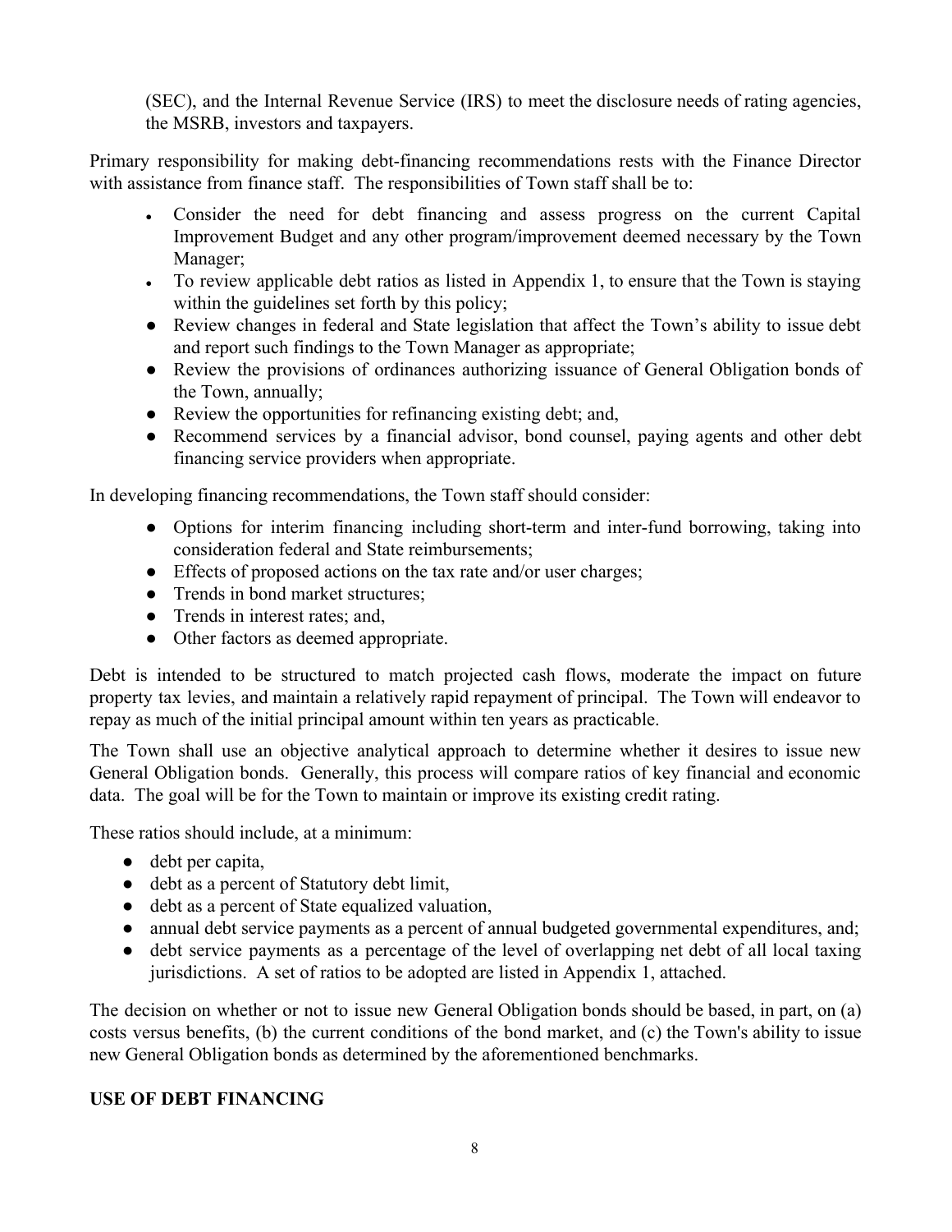(SEC), and the Internal Revenue Service (IRS) to meet the disclosure needs of rating agencies, the MSRB, investors and taxpayers.

Primary responsibility for making debt-financing recommendations rests with the Finance Director with assistance from finance staff. The responsibilities of Town staff shall be to:

- Consider the need for debt financing and assess progress on the current Capital Improvement Budget and any other program/improvement deemed necessary by the Town Manager;
- To review applicable debt ratios as listed in Appendix 1, to ensure that the Town is staying within the guidelines set forth by this policy;
- Review changes in federal and State legislation that affect the Town's ability to issue debt and report such findings to the Town Manager as appropriate;
- Review the provisions of ordinances authorizing issuance of General Obligation bonds of the Town, annually;
- Review the opportunities for refinancing existing debt; and,
- Recommend services by a financial advisor, bond counsel, paying agents and other debt financing service providers when appropriate.

In developing financing recommendations, the Town staff should consider:

- Options for interim financing including short-term and inter-fund borrowing, taking into consideration federal and State reimbursements;
- Effects of proposed actions on the tax rate and/or user charges;
- Trends in bond market structures;
- Trends in interest rates; and,
- Other factors as deemed appropriate.

Debt is intended to be structured to match projected cash flows, moderate the impact on future property tax levies, and maintain a relatively rapid repayment of principal. The Town will endeavor to repay as much of the initial principal amount within ten years as practicable.

The Town shall use an objective analytical approach to determine whether it desires to issue new General Obligation bonds. Generally, this process will compare ratios of key financial and economic data. The goal will be for the Town to maintain or improve its existing credit rating.

These ratios should include, at a minimum:

- debt per capita,
- debt as a percent of Statutory debt limit,
- debt as a percent of State equalized valuation,
- annual debt service payments as a percent of annual budgeted governmental expenditures, and;
- debt service payments as a percentage of the level of overlapping net debt of all local taxing jurisdictions. A set of ratios to be adopted are listed in Appendix 1, attached.

The decision on whether or not to issue new General Obligation bonds should be based, in part, on (a) costs versus benefits, (b) the current conditions of the bond market, and (c) the Town's ability to issue new General Obligation bonds as determined by the aforementioned benchmarks.

## USE OF DEBT FINANCING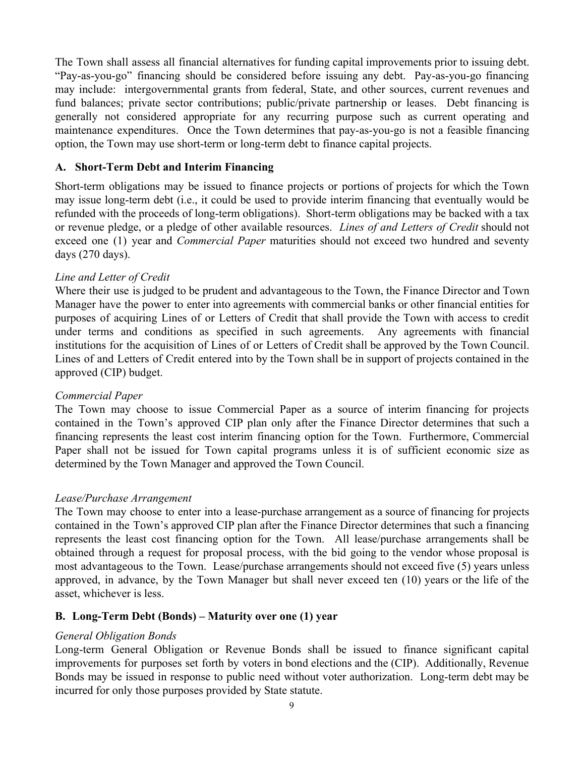The Town shall assess all financial alternatives for funding capital improvements prior to issuing debt. "Pay-as-you-go" financing should be considered before issuing any debt. Pay-as-you-go financing may include: intergovernmental grants from federal, State, and other sources, current revenues and fund balances; private sector contributions; public/private partnership or leases. Debt financing is generally not considered appropriate for any recurring purpose such as current operating and maintenance expenditures. Once the Town determines that pay-as-you-go is not a feasible financing option, the Town may use short-term or long-term debt to finance capital projects.

### A. Short-Term Debt and Interim Financing

Short-term obligations may be issued to finance projects or portions of projects for which the Town may issue long-term debt (i.e., it could be used to provide interim financing that eventually would be refunded with the proceeds of long-term obligations). Short-term obligations may be backed with a tax or revenue pledge, or a pledge of other available resources. *Lines of and Letters of Credit* should not exceed one (1) year and *Commercial Paper* maturities should not exceed two hundred and seventy days (270 days).

*Line and Letter of Credit*
Where their use is judged to be prudent and advantageous to the Town, the Finance Director and Town Manager have the power to enter into agreements with commercial banks or other financial entities for purposes of acquiring Lines of or Letters of Credit that shall provide the Town with access to credit under terms and conditions as specified in such agreements. Any agreements with financial institutions for the acquisition of Lines of or Letters of Credit shall be approved by the Town Council. Lines of and Letters of Credit entered into by the Town shall be in support of projects contained in the approved (CIP) budget.

*Commercial Paper*
The Town may choose to issue Commercial Paper as a source of interim financing for projects contained in the Town's approved CIP plan only after the Finance Director determines that such a financing represents the least cost interim financing option for the Town. Furthermore, Commercial Paper shall not be issued for Town capital programs unless it is of sufficient economic size as determined by the Town Manager and approved the Town Council.

*Lease/Purchase Arrangement*
The Town may choose to enter into a lease-purchase arrangement as a source of financing for projects contained in the Town's approved CIP plan after the Finance Director determines that such a financing represents the least cost financing option for the Town. All lease/purchase arrangements shall be obtained through a request for proposal process, with the bid going to the vendor whose proposal is most advantageous to the Town. Lease/purchase arrangements should not exceed five (5) years unless approved, in advance, by the Town Manager but shall never exceed ten (10) years or the life of the asset, whichever is less.

### B. Long-Term Debt (Bonds) – Maturity over one (1) year

*General Obligation Bonds*
Long-term General Obligation or Revenue Bonds shall be issued to finance significant capital improvements for purposes set forth by voters in bond elections and the (CIP). Additionally, Revenue Bonds may be issued in response to public need without voter authorization. Long-term debt may be incurred for only those purposes provided by State statute.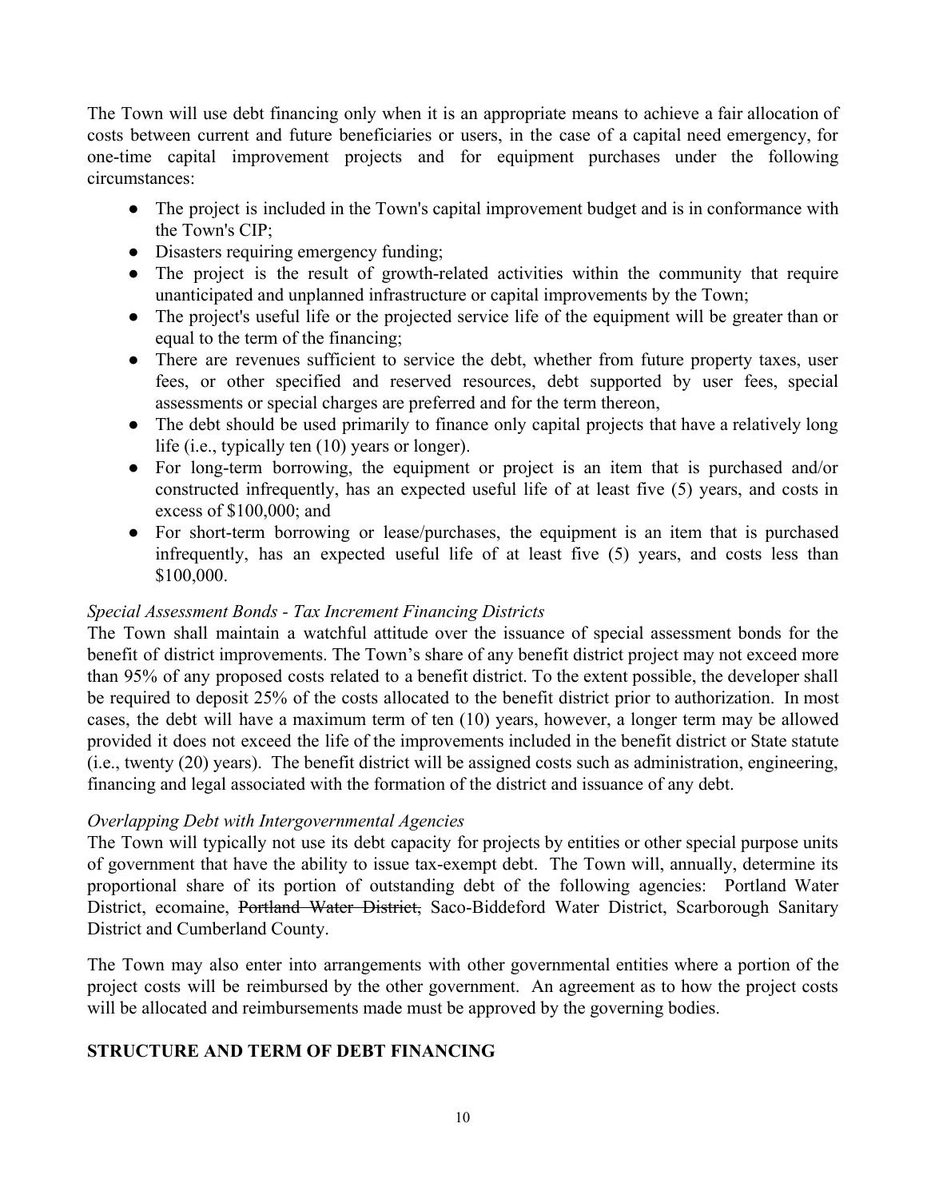The Town will use debt financing only when it is an appropriate means to achieve a fair allocation of costs between current and future beneficiaries or users, in the case of a capital need emergency, for one-time capital improvement projects and for equipment purchases under the following circumstances:

- The project is included in the Town's capital improvement budget and is in conformance with the Town's CIP;
- Disasters requiring emergency funding;
- The project is the result of growth-related activities within the community that require unanticipated and unplanned infrastructure or capital improvements by the Town;
- The project's useful life or the projected service life of the equipment will be greater than or equal to the term of the financing;
- There are revenues sufficient to service the debt, whether from future property taxes, user fees, or other specified and reserved resources, debt supported by user fees, special assessments or special charges are preferred and for the term thereon,
- The debt should be used primarily to finance only capital projects that have a relatively long life (i.e., typically ten (10) years or longer).
- For long-term borrowing, the equipment or project is an item that is purchased and/or constructed infrequently, has an expected useful life of at least five (5) years, and costs in excess of $100,000; and
- For short-term borrowing or lease/purchases, the equipment is an item that is purchased infrequently, has an expected useful life of at least five (5) years, and costs less than $100,000.

*Special Assessment Bonds - Tax Increment Financing Districts*

The Town shall maintain a watchful attitude over the issuance of special assessment bonds for the benefit of district improvements. The Town's share of any benefit district project may not exceed more than 95% of any proposed costs related to a benefit district. To the extent possible, the developer shall be required to deposit 25% of the costs allocated to the benefit district prior to authorization. In most cases, the debt will have a maximum term of ten (10) years, however, a longer term may be allowed provided it does not exceed the life of the improvements included in the benefit district or State statute (i.e., twenty (20) years). The benefit district will be assigned costs such as administration, engineering, financing and legal associated with the formation of the district and issuance of any debt.

*Overlapping Debt with Intergovernmental Agencies*

The Town will typically not use its debt capacity for projects by entities or other special purpose units of government that have the ability to issue tax-exempt debt. The Town will, annually, determine its proportional share of its portion of outstanding debt of the following agencies: Portland Water District, ecomaine, ~~Portland Water District,~~ Saco-Biddeford Water District, Scarborough Sanitary District and Cumberland County.

The Town may also enter into arrangements with other governmental entities where a portion of the project costs will be reimbursed by the other government. An agreement as to how the project costs will be allocated and reimbursements made must be approved by the governing bodies.

## STRUCTURE AND TERM OF DEBT FINANCING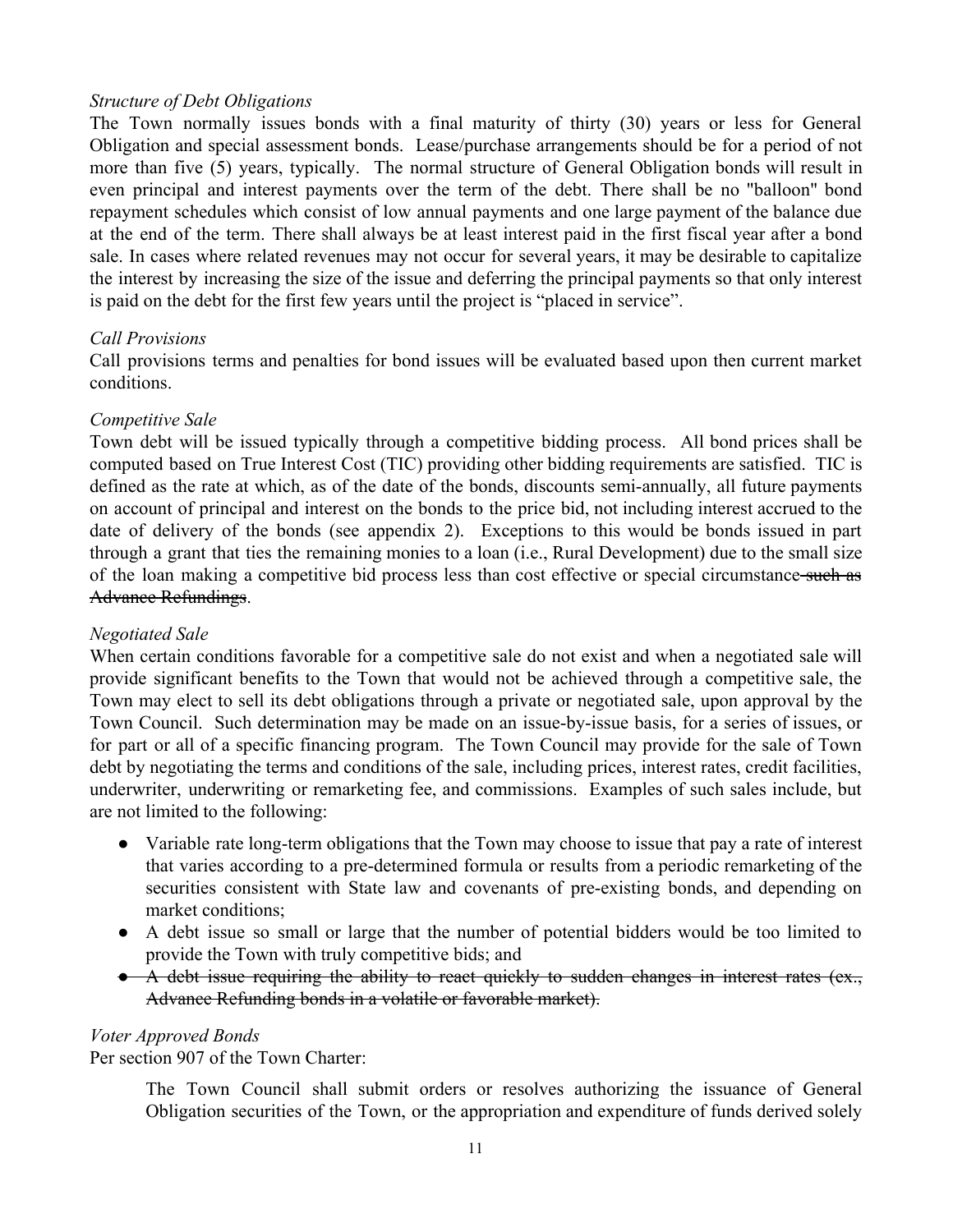*Structure of Debt Obligations*

The Town normally issues bonds with a final maturity of thirty (30) years or less for General Obligation and special assessment bonds. Lease/purchase arrangements should be for a period of not more than five (5) years, typically. The normal structure of General Obligation bonds will result in even principal and interest payments over the term of the debt. There shall be no "balloon" bond repayment schedules which consist of low annual payments and one large payment of the balance due at the end of the term. There shall always be at least interest paid in the first fiscal year after a bond sale. In cases where related revenues may not occur for several years, it may be desirable to capitalize the interest by increasing the size of the issue and deferring the principal payments so that only interest is paid on the debt for the first few years until the project is "placed in service".

*Call Provisions*

Call provisions terms and penalties for bond issues will be evaluated based upon then current market conditions.

*Competitive Sale*

Town debt will be issued typically through a competitive bidding process. All bond prices shall be computed based on True Interest Cost (TIC) providing other bidding requirements are satisfied. TIC is defined as the rate at which, as of the date of the bonds, discounts semi-annually, all future payments on account of principal and interest on the bonds to the price bid, not including interest accrued to the date of delivery of the bonds (see appendix 2). Exceptions to this would be bonds issued in part through a grant that ties the remaining monies to a loan (i.e., Rural Development) due to the small size of the loan making a competitive bid process less than cost effective or special circumstance ~~such as Advance Refundings~~.

*Negotiated Sale*

When certain conditions favorable for a competitive sale do not exist and when a negotiated sale will provide significant benefits to the Town that would not be achieved through a competitive sale, the Town may elect to sell its debt obligations through a private or negotiated sale, upon approval by the Town Council. Such determination may be made on an issue-by-issue basis, for a series of issues, or for part or all of a specific financing program. The Town Council may provide for the sale of Town debt by negotiating the terms and conditions of the sale, including prices, interest rates, credit facilities, underwriter, underwriting or remarketing fee, and commissions. Examples of such sales include, but are not limited to the following:

- Variable rate long-term obligations that the Town may choose to issue that pay a rate of interest that varies according to a pre-determined formula or results from a periodic remarketing of the securities consistent with State law and covenants of pre-existing bonds, and depending on market conditions;
- A debt issue so small or large that the number of potential bidders would be too limited to provide the Town with truly competitive bids; and
- ~~A debt issue requiring the ability to react quickly to sudden changes in interest rates (ex., Advance Refunding bonds in a volatile or favorable market).~~

*Voter Approved Bonds*

Per section 907 of the Town Charter:

> The Town Council shall submit orders or resolves authorizing the issuance of General Obligation securities of the Town, or the appropriation and expenditure of funds derived solely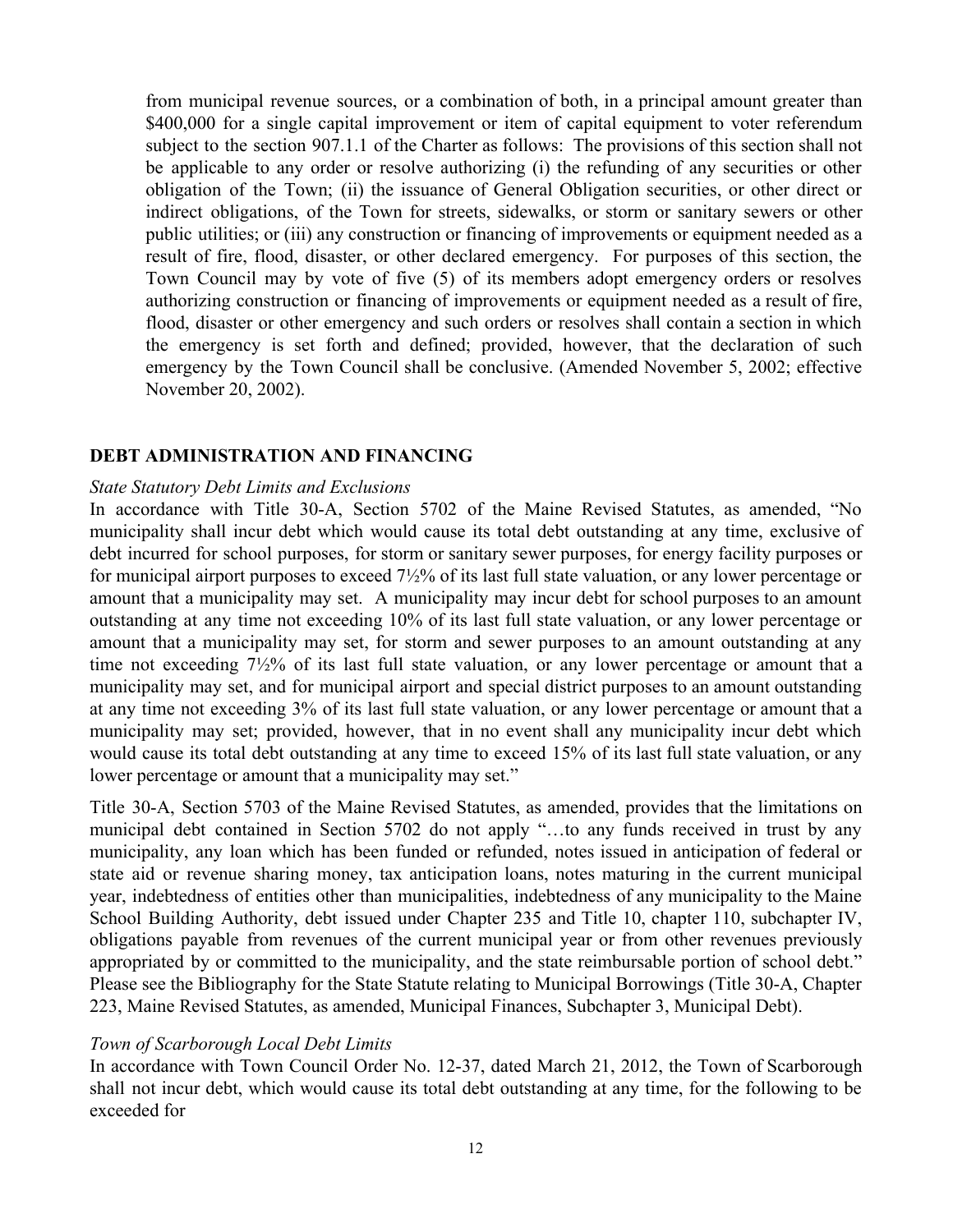from municipal revenue sources, or a combination of both, in a principal amount greater than $400,000 for a single capital improvement or item of capital equipment to voter referendum subject to the section 907.1.1 of the Charter as follows: The provisions of this section shall not be applicable to any order or resolve authorizing (i) the refunding of any securities or other obligation of the Town; (ii) the issuance of General Obligation securities, or other direct or indirect obligations, of the Town for streets, sidewalks, or storm or sanitary sewers or other public utilities; or (iii) any construction or financing of improvements or equipment needed as a result of fire, flood, disaster, or other declared emergency. For purposes of this section, the Town Council may by vote of five (5) of its members adopt emergency orders or resolves authorizing construction or financing of improvements or equipment needed as a result of fire, flood, disaster or other emergency and such orders or resolves shall contain a section in which the emergency is set forth and defined; provided, however, that the declaration of such emergency by the Town Council shall be conclusive. (Amended November 5, 2002; effective November 20, 2002).

## DEBT ADMINISTRATION AND FINANCING

*State Statutory Debt Limits and Exclusions*

In accordance with Title 30-A, Section 5702 of the Maine Revised Statutes, as amended, "No municipality shall incur debt which would cause its total debt outstanding at any time, exclusive of debt incurred for school purposes, for storm or sanitary sewer purposes, for energy facility purposes or for municipal airport purposes to exceed 7½% of its last full state valuation, or any lower percentage or amount that a municipality may set. A municipality may incur debt for school purposes to an amount outstanding at any time not exceeding 10% of its last full state valuation, or any lower percentage or amount that a municipality may set, for storm and sewer purposes to an amount outstanding at any time not exceeding 7½% of its last full state valuation, or any lower percentage or amount that a municipality may set, and for municipal airport and special district purposes to an amount outstanding at any time not exceeding 3% of its last full state valuation, or any lower percentage or amount that a municipality may set; provided, however, that in no event shall any municipality incur debt which would cause its total debt outstanding at any time to exceed 15% of its last full state valuation, or any lower percentage or amount that a municipality may set."

Title 30-A, Section 5703 of the Maine Revised Statutes, as amended, provides that the limitations on municipal debt contained in Section 5702 do not apply "…to any funds received in trust by any municipality, any loan which has been funded or refunded, notes issued in anticipation of federal or state aid or revenue sharing money, tax anticipation loans, notes maturing in the current municipal year, indebtedness of entities other than municipalities, indebtedness of any municipality to the Maine School Building Authority, debt issued under Chapter 235 and Title 10, chapter 110, subchapter IV, obligations payable from revenues of the current municipal year or from other revenues previously appropriated by or committed to the municipality, and the state reimbursable portion of school debt." Please see the Bibliography for the State Statute relating to Municipal Borrowings (Title 30-A, Chapter 223, Maine Revised Statutes, as amended, Municipal Finances, Subchapter 3, Municipal Debt).

*Town of Scarborough Local Debt Limits*

In accordance with Town Council Order No. 12-37, dated March 21, 2012, the Town of Scarborough shall not incur debt, which would cause its total debt outstanding at any time, for the following to be exceeded for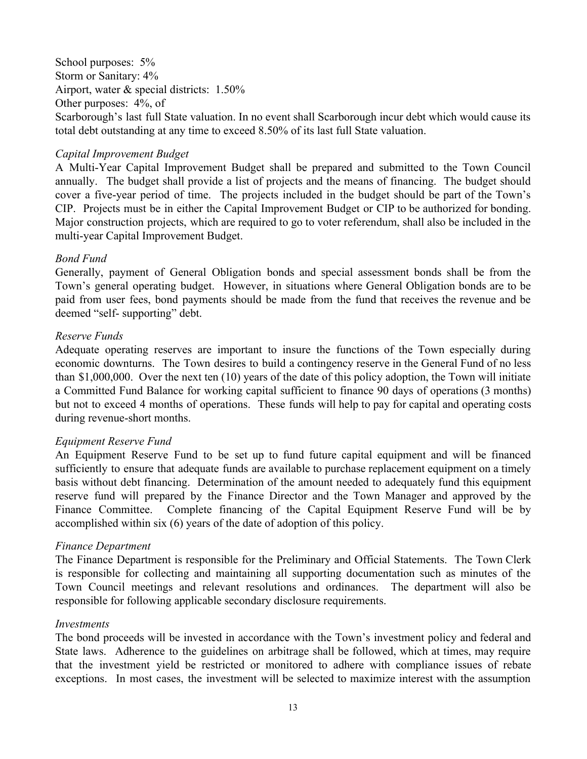School purposes: 5%
Storm or Sanitary: 4%
Airport, water & special districts: 1.50%
Other purposes: 4%, of
Scarborough's last full State valuation. In no event shall Scarborough incur debt which would cause its total debt outstanding at any time to exceed 8.50% of its last full State valuation.

*Capital Improvement Budget*

A Multi-Year Capital Improvement Budget shall be prepared and submitted to the Town Council annually. The budget shall provide a list of projects and the means of financing. The budget should cover a five-year period of time. The projects included in the budget should be part of the Town's CIP. Projects must be in either the Capital Improvement Budget or CIP to be authorized for bonding. Major construction projects, which are required to go to voter referendum, shall also be included in the multi-year Capital Improvement Budget.

*Bond Fund*

Generally, payment of General Obligation bonds and special assessment bonds shall be from the Town's general operating budget. However, in situations where General Obligation bonds are to be paid from user fees, bond payments should be made from the fund that receives the revenue and be deemed "self- supporting" debt.

*Reserve Funds*

Adequate operating reserves are important to insure the functions of the Town especially during economic downturns. The Town desires to build a contingency reserve in the General Fund of no less than $1,000,000. Over the next ten (10) years of the date of this policy adoption, the Town will initiate a Committed Fund Balance for working capital sufficient to finance 90 days of operations (3 months) but not to exceed 4 months of operations. These funds will help to pay for capital and operating costs during revenue-short months.

*Equipment Reserve Fund*

An Equipment Reserve Fund to be set up to fund future capital equipment and will be financed sufficiently to ensure that adequate funds are available to purchase replacement equipment on a timely basis without debt financing. Determination of the amount needed to adequately fund this equipment reserve fund will prepared by the Finance Director and the Town Manager and approved by the Finance Committee. Complete financing of the Capital Equipment Reserve Fund will be by accomplished within six (6) years of the date of adoption of this policy.

*Finance Department*

The Finance Department is responsible for the Preliminary and Official Statements. The Town Clerk is responsible for collecting and maintaining all supporting documentation such as minutes of the Town Council meetings and relevant resolutions and ordinances. The department will also be responsible for following applicable secondary disclosure requirements.

*Investments*

The bond proceeds will be invested in accordance with the Town's investment policy and federal and State laws. Adherence to the guidelines on arbitrage shall be followed, which at times, may require that the investment yield be restricted or monitored to adhere with compliance issues of rebate exceptions. In most cases, the investment will be selected to maximize interest with the assumption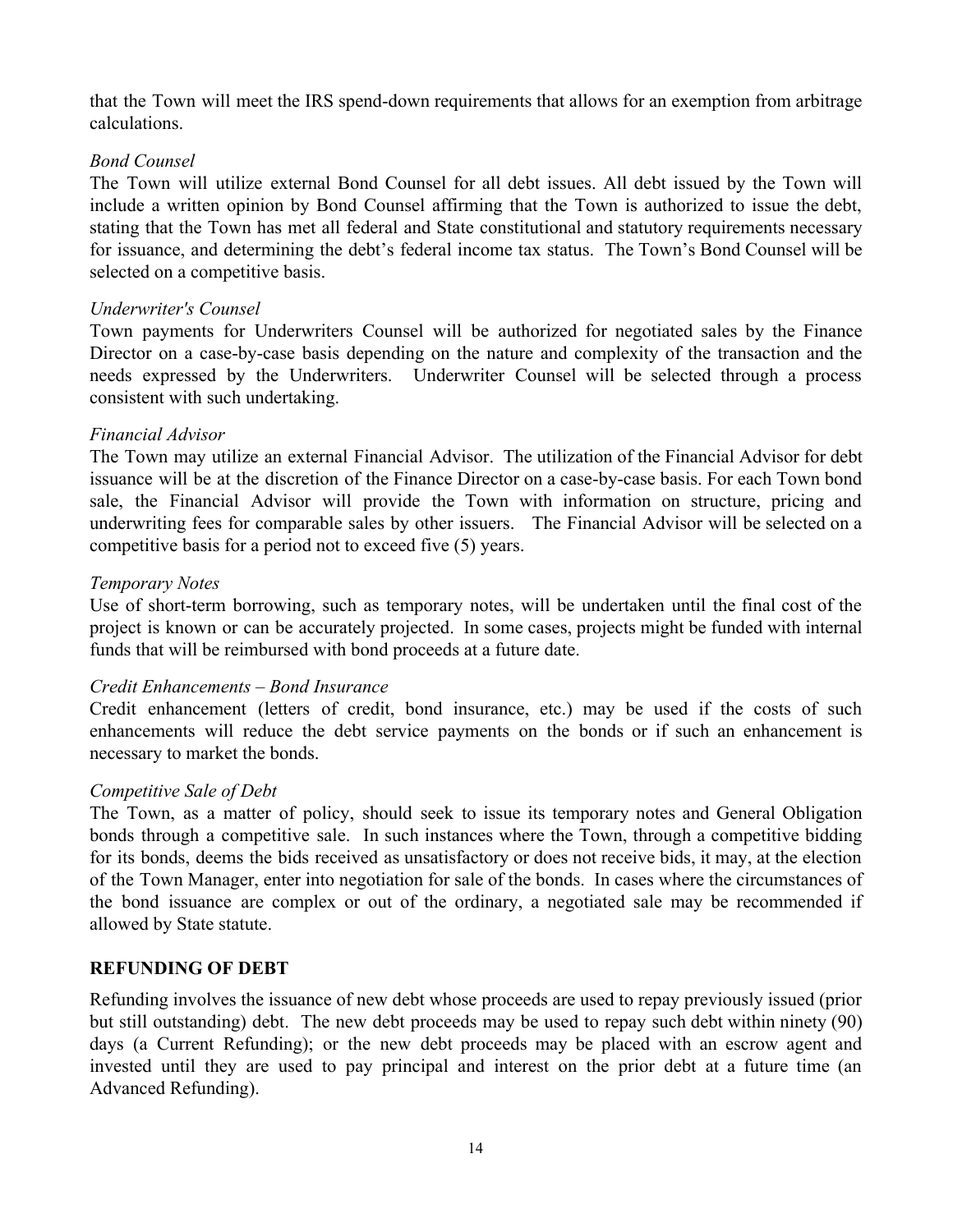that the Town will meet the IRS spend-down requirements that allows for an exemption from arbitrage calculations.

*Bond Counsel*

The Town will utilize external Bond Counsel for all debt issues. All debt issued by the Town will include a written opinion by Bond Counsel affirming that the Town is authorized to issue the debt, stating that the Town has met all federal and State constitutional and statutory requirements necessary for issuance, and determining the debt's federal income tax status. The Town's Bond Counsel will be selected on a competitive basis.

*Underwriter's Counsel*

Town payments for Underwriters Counsel will be authorized for negotiated sales by the Finance Director on a case-by-case basis depending on the nature and complexity of the transaction and the needs expressed by the Underwriters. Underwriter Counsel will be selected through a process consistent with such undertaking.

*Financial Advisor*

The Town may utilize an external Financial Advisor. The utilization of the Financial Advisor for debt issuance will be at the discretion of the Finance Director on a case-by-case basis. For each Town bond sale, the Financial Advisor will provide the Town with information on structure, pricing and underwriting fees for comparable sales by other issuers. The Financial Advisor will be selected on a competitive basis for a period not to exceed five (5) years.

*Temporary Notes*

Use of short-term borrowing, such as temporary notes, will be undertaken until the final cost of the project is known or can be accurately projected. In some cases, projects might be funded with internal funds that will be reimbursed with bond proceeds at a future date.

*Credit Enhancements – Bond Insurance*

Credit enhancement (letters of credit, bond insurance, etc.) may be used if the costs of such enhancements will reduce the debt service payments on the bonds or if such an enhancement is necessary to market the bonds.

*Competitive Sale of Debt*

The Town, as a matter of policy, should seek to issue its temporary notes and General Obligation bonds through a competitive sale. In such instances where the Town, through a competitive bidding for its bonds, deems the bids received as unsatisfactory or does not receive bids, it may, at the election of the Town Manager, enter into negotiation for sale of the bonds. In cases where the circumstances of the bond issuance are complex or out of the ordinary, a negotiated sale may be recommended if allowed by State statute.

**REFUNDING OF DEBT**

Refunding involves the issuance of new debt whose proceeds are used to repay previously issued (prior but still outstanding) debt. The new debt proceeds may be used to repay such debt within ninety (90) days (a Current Refunding); or the new debt proceeds may be placed with an escrow agent and invested until they are used to pay principal and interest on the prior debt at a future time (an Advanced Refunding).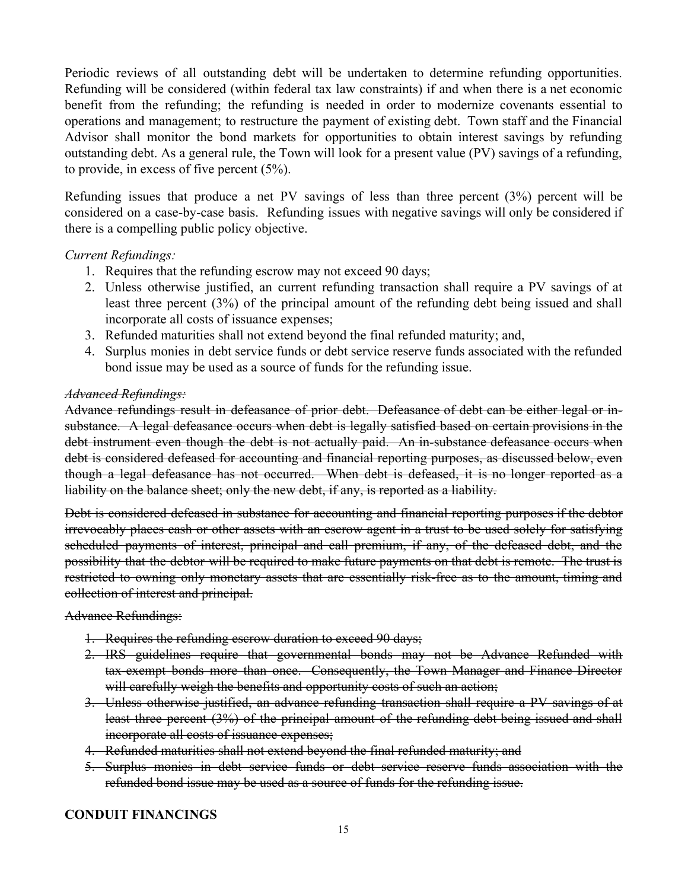Periodic reviews of all outstanding debt will be undertaken to determine refunding opportunities. Refunding will be considered (within federal tax law constraints) if and when there is a net economic benefit from the refunding; the refunding is needed in order to modernize covenants essential to operations and management; to restructure the payment of existing debt. Town staff and the Financial Advisor shall monitor the bond markets for opportunities to obtain interest savings by refunding outstanding debt. As a general rule, the Town will look for a present value (PV) savings of a refunding, to provide, in excess of five percent (5%).

Refunding issues that produce a net PV savings of less than three percent (3%) percent will be considered on a case-by-case basis. Refunding issues with negative savings will only be considered if there is a compelling public policy objective.

*Current Refundings:*

1. Requires that the refunding escrow may not exceed 90 days;
2. Unless otherwise justified, an current refunding transaction shall require a PV savings of at least three percent (3%) of the principal amount of the refunding debt being issued and shall incorporate all costs of issuance expenses;
3. Refunded maturities shall not extend beyond the final refunded maturity; and,
4. Surplus monies in debt service funds or debt service reserve funds associated with the refunded bond issue may be used as a source of funds for the refunding issue.

~~*Advanced Refundings:*~~

~~Advance refundings result in defeasance of prior debt. Defeasance of debt can be either legal or in-substance. A legal defeasance occurs when debt is legally satisfied based on certain provisions in the debt instrument even though the debt is not actually paid. An in-substance defeasance occurs when debt is considered defeased for accounting and financial reporting purposes, as discussed below, even though a legal defeasance has not occurred. When debt is defeased, it is no longer reported as a liability on the balance sheet; only the new debt, if any, is reported as a liability.~~

~~Debt is considered defeased in substance for accounting and financial reporting purposes if the debtor irrevocably places cash or other assets with an escrow agent in a trust to be used solely for satisfying scheduled payments of interest, principal and call premium, if any, of the defeased debt, and the possibility that the debtor will be required to make future payments on that debt is remote. The trust is restricted to owning only monetary assets that are essentially risk-free as to the amount, timing and collection of interest and principal.~~

~~Advance Refundings:~~

1. ~~Requires the refunding escrow duration to exceed 90 days;~~
2. ~~IRS guidelines require that governmental bonds may not be Advance Refunded with tax-exempt bonds more than once. Consequently, the Town Manager and Finance Director will carefully weigh the benefits and opportunity costs of such an action;~~
3. ~~Unless otherwise justified, an advance refunding transaction shall require a PV savings of at least three percent (3%) of the principal amount of the refunding debt being issued and shall incorporate all costs of issuance expenses;~~
4. ~~Refunded maturities shall not extend beyond the final refunded maturity; and~~
5. ~~Surplus monies in debt service funds or debt service reserve funds association with the refunded bond issue may be used as a source of funds for the refunding issue.~~

**CONDUIT FINANCINGS**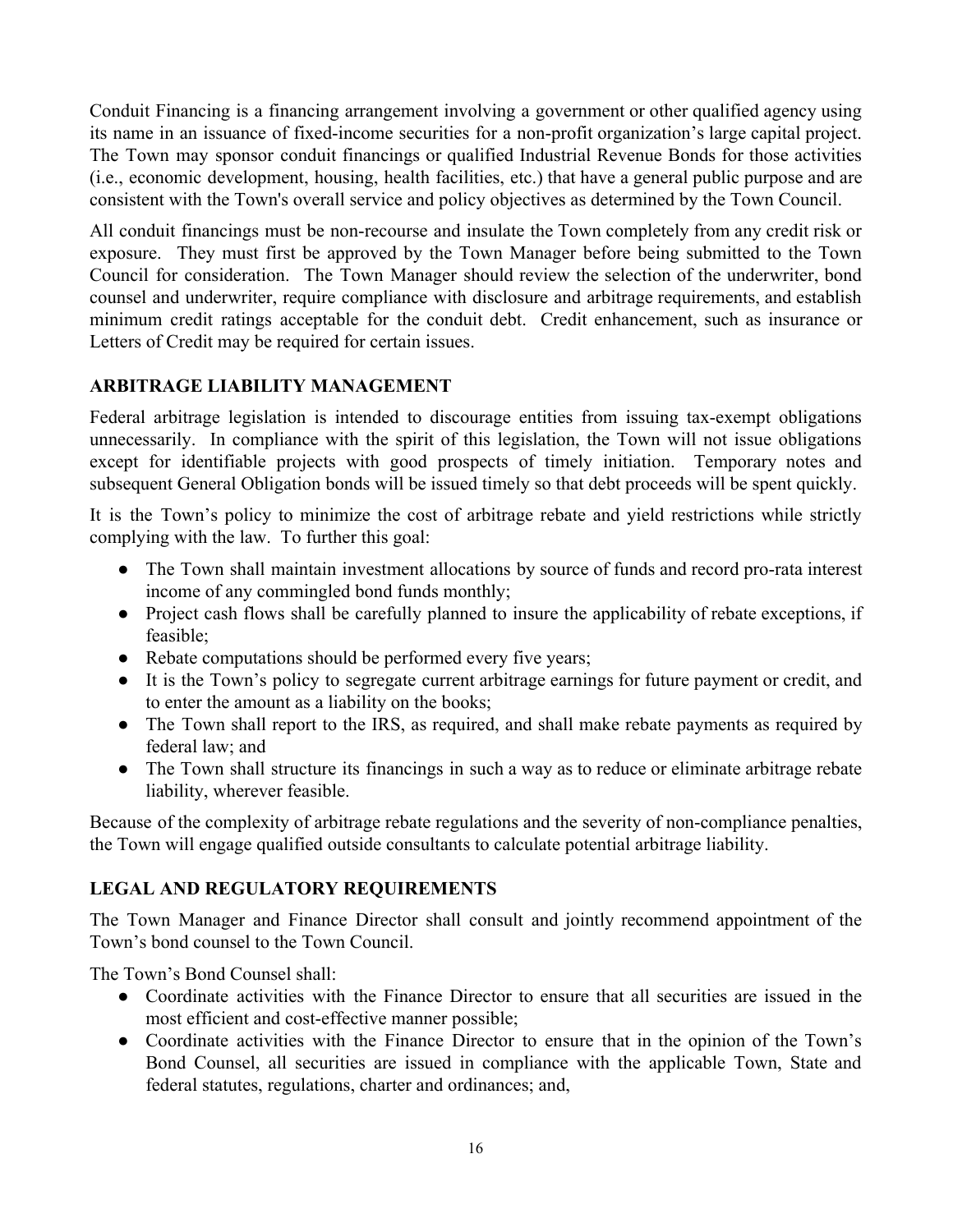Conduit Financing is a financing arrangement involving a government or other qualified agency using its name in an issuance of fixed-income securities for a non-profit organization's large capital project. The Town may sponsor conduit financings or qualified Industrial Revenue Bonds for those activities (i.e., economic development, housing, health facilities, etc.) that have a general public purpose and are consistent with the Town's overall service and policy objectives as determined by the Town Council.

All conduit financings must be non-recourse and insulate the Town completely from any credit risk or exposure. They must first be approved by the Town Manager before being submitted to the Town Council for consideration. The Town Manager should review the selection of the underwriter, bond counsel and underwriter, require compliance with disclosure and arbitrage requirements, and establish minimum credit ratings acceptable for the conduit debt. Credit enhancement, such as insurance or Letters of Credit may be required for certain issues.

## ARBITRAGE LIABILITY MANAGEMENT

Federal arbitrage legislation is intended to discourage entities from issuing tax-exempt obligations unnecessarily. In compliance with the spirit of this legislation, the Town will not issue obligations except for identifiable projects with good prospects of timely initiation. Temporary notes and subsequent General Obligation bonds will be issued timely so that debt proceeds will be spent quickly.

It is the Town's policy to minimize the cost of arbitrage rebate and yield restrictions while strictly complying with the law. To further this goal:

- The Town shall maintain investment allocations by source of funds and record pro-rata interest income of any commingled bond funds monthly;
- Project cash flows shall be carefully planned to insure the applicability of rebate exceptions, if feasible;
- Rebate computations should be performed every five years;
- It is the Town's policy to segregate current arbitrage earnings for future payment or credit, and to enter the amount as a liability on the books;
- The Town shall report to the IRS, as required, and shall make rebate payments as required by federal law; and
- The Town shall structure its financings in such a way as to reduce or eliminate arbitrage rebate liability, wherever feasible.

Because of the complexity of arbitrage rebate regulations and the severity of non-compliance penalties, the Town will engage qualified outside consultants to calculate potential arbitrage liability.

## LEGAL AND REGULATORY REQUIREMENTS

The Town Manager and Finance Director shall consult and jointly recommend appointment of the Town's bond counsel to the Town Council.

The Town's Bond Counsel shall:

- Coordinate activities with the Finance Director to ensure that all securities are issued in the most efficient and cost-effective manner possible;
- Coordinate activities with the Finance Director to ensure that in the opinion of the Town's Bond Counsel, all securities are issued in compliance with the applicable Town, State and federal statutes, regulations, charter and ordinances; and,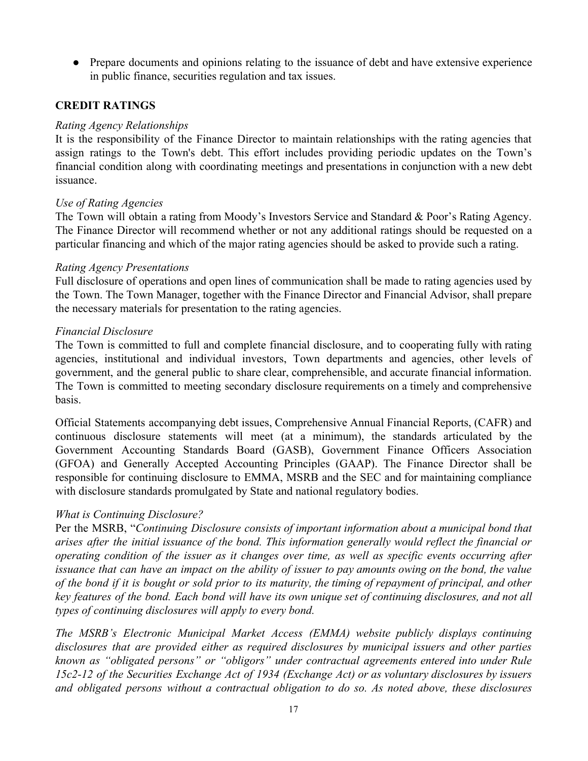- Prepare documents and opinions relating to the issuance of debt and have extensive experience in public finance, securities regulation and tax issues.

## CREDIT RATINGS

*Rating Agency Relationships*

It is the responsibility of the Finance Director to maintain relationships with the rating agencies that assign ratings to the Town's debt. This effort includes providing periodic updates on the Town's financial condition along with coordinating meetings and presentations in conjunction with a new debt issuance.

*Use of Rating Agencies*

The Town will obtain a rating from Moody's Investors Service and Standard & Poor's Rating Agency. The Finance Director will recommend whether or not any additional ratings should be requested on a particular financing and which of the major rating agencies should be asked to provide such a rating.

*Rating Agency Presentations*

Full disclosure of operations and open lines of communication shall be made to rating agencies used by the Town. The Town Manager, together with the Finance Director and Financial Advisor, shall prepare the necessary materials for presentation to the rating agencies.

*Financial Disclosure*

The Town is committed to full and complete financial disclosure, and to cooperating fully with rating agencies, institutional and individual investors, Town departments and agencies, other levels of government, and the general public to share clear, comprehensible, and accurate financial information. The Town is committed to meeting secondary disclosure requirements on a timely and comprehensive basis.

Official Statements accompanying debt issues, Comprehensive Annual Financial Reports, (CAFR) and continuous disclosure statements will meet (at a minimum), the standards articulated by the Government Accounting Standards Board (GASB), Government Finance Officers Association (GFOA) and Generally Accepted Accounting Principles (GAAP). The Finance Director shall be responsible for continuing disclosure to EMMA, MSRB and the SEC and for maintaining compliance with disclosure standards promulgated by State and national regulatory bodies.

*What is Continuing Disclosure?*

Per the MSRB, "*Continuing Disclosure consists of important information about a municipal bond that arises after the initial issuance of the bond. This information generally would reflect the financial or operating condition of the issuer as it changes over time, as well as specific events occurring after issuance that can have an impact on the ability of issuer to pay amounts owing on the bond, the value of the bond if it is bought or sold prior to its maturity, the timing of repayment of principal, and other key features of the bond. Each bond will have its own unique set of continuing disclosures, and not all types of continuing disclosures will apply to every bond.*

*The MSRB's Electronic Municipal Market Access (EMMA) website publicly displays continuing disclosures that are provided either as required disclosures by municipal issuers and other parties known as "obligated persons" or "obligors" under contractual agreements entered into under Rule 15c2-12 of the Securities Exchange Act of 1934 (Exchange Act) or as voluntary disclosures by issuers and obligated persons without a contractual obligation to do so. As noted above, these disclosures*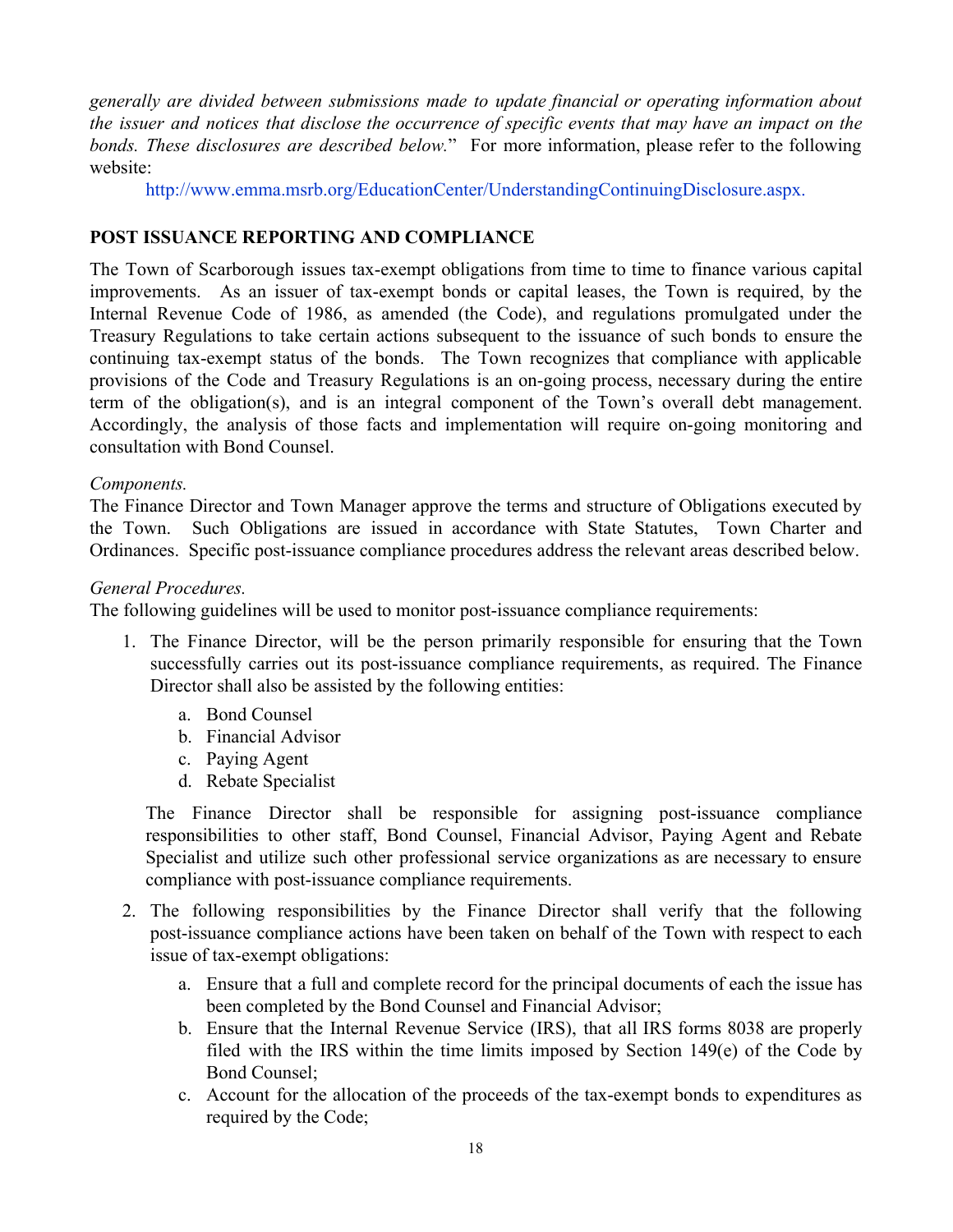*generally are divided between submissions made to update financial or operating information about the issuer and notices that disclose the occurrence of specific events that may have an impact on the bonds. These disclosures are described below.*" For more information, please refer to the following website:

http://www.emma.msrb.org/EducationCenter/UnderstandingContinuingDisclosure.aspx.

**POST ISSUANCE REPORTING AND COMPLIANCE**

The Town of Scarborough issues tax-exempt obligations from time to time to finance various capital improvements. As an issuer of tax-exempt bonds or capital leases, the Town is required, by the Internal Revenue Code of 1986, as amended (the Code), and regulations promulgated under the Treasury Regulations to take certain actions subsequent to the issuance of such bonds to ensure the continuing tax-exempt status of the bonds. The Town recognizes that compliance with applicable provisions of the Code and Treasury Regulations is an on-going process, necessary during the entire term of the obligation(s), and is an integral component of the Town's overall debt management. Accordingly, the analysis of those facts and implementation will require on-going monitoring and consultation with Bond Counsel.

*Components.*
The Finance Director and Town Manager approve the terms and structure of Obligations executed by the Town. Such Obligations are issued in accordance with State Statutes, Town Charter and Ordinances. Specific post-issuance compliance procedures address the relevant areas described below.

*General Procedures.*
The following guidelines will be used to monitor post-issuance compliance requirements:

1. The Finance Director, will be the person primarily responsible for ensuring that the Town successfully carries out its post-issuance compliance requirements, as required. The Finance Director shall also be assisted by the following entities:

   a. Bond Counsel
   b. Financial Advisor
   c. Paying Agent
   d. Rebate Specialist

   The Finance Director shall be responsible for assigning post-issuance compliance responsibilities to other staff, Bond Counsel, Financial Advisor, Paying Agent and Rebate Specialist and utilize such other professional service organizations as are necessary to ensure compliance with post-issuance compliance requirements.

2. The following responsibilities by the Finance Director shall verify that the following post-issuance compliance actions have been taken on behalf of the Town with respect to each issue of tax-exempt obligations:

   a. Ensure that a full and complete record for the principal documents of each the issue has been completed by the Bond Counsel and Financial Advisor;
   b. Ensure that the Internal Revenue Service (IRS), that all IRS forms 8038 are properly filed with the IRS within the time limits imposed by Section 149(e) of the Code by Bond Counsel;
   c. Account for the allocation of the proceeds of the tax-exempt bonds to expenditures as required by the Code;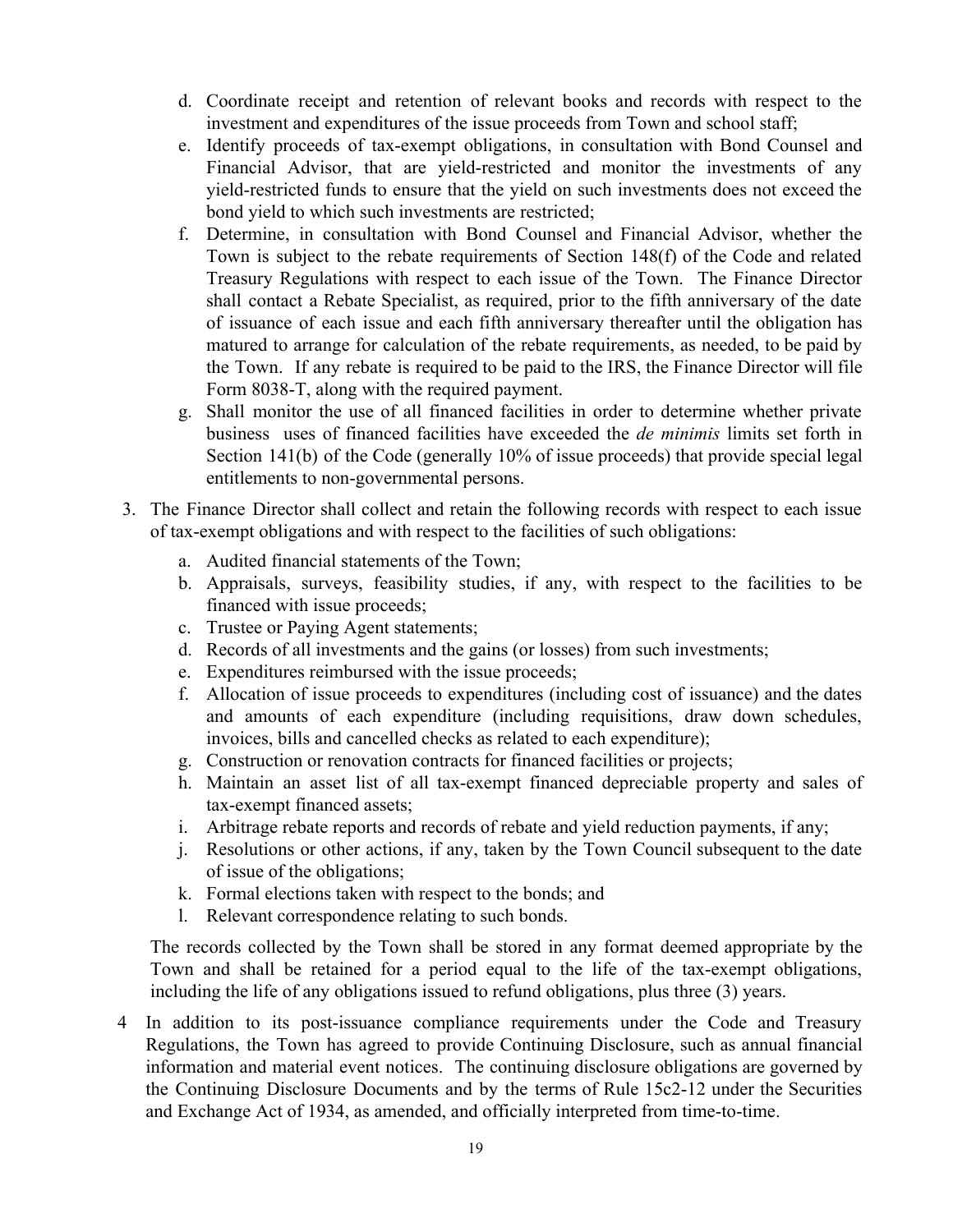d. Coordinate receipt and retention of relevant books and records with respect to the investment and expenditures of the issue proceeds from Town and school staff;
   e. Identify proceeds of tax-exempt obligations, in consultation with Bond Counsel and Financial Advisor, that are yield-restricted and monitor the investments of any yield-restricted funds to ensure that the yield on such investments does not exceed the bond yield to which such investments are restricted;
   f. Determine, in consultation with Bond Counsel and Financial Advisor, whether the Town is subject to the rebate requirements of Section 148(f) of the Code and related Treasury Regulations with respect to each issue of the Town. The Finance Director shall contact a Rebate Specialist, as required, prior to the fifth anniversary of the date of issuance of each issue and each fifth anniversary thereafter until the obligation has matured to arrange for calculation of the rebate requirements, as needed, to be paid by the Town. If any rebate is required to be paid to the IRS, the Finance Director will file Form 8038-T, along with the required payment.
   g. Shall monitor the use of all financed facilities in order to determine whether private business uses of financed facilities have exceeded the *de minimis* limits set forth in Section 141(b) of the Code (generally 10% of issue proceeds) that provide special legal entitlements to non-governmental persons.

3. The Finance Director shall collect and retain the following records with respect to each issue of tax-exempt obligations and with respect to the facilities of such obligations:
   a. Audited financial statements of the Town;
   b. Appraisals, surveys, feasibility studies, if any, with respect to the facilities to be financed with issue proceeds;
   c. Trustee or Paying Agent statements;
   d. Records of all investments and the gains (or losses) from such investments;
   e. Expenditures reimbursed with the issue proceeds;
   f. Allocation of issue proceeds to expenditures (including cost of issuance) and the dates and amounts of each expenditure (including requisitions, draw down schedules, invoices, bills and cancelled checks as related to each expenditure);
   g. Construction or renovation contracts for financed facilities or projects;
   h. Maintain an asset list of all tax-exempt financed depreciable property and sales of tax-exempt financed assets;
   i. Arbitrage rebate reports and records of rebate and yield reduction payments, if any;
   j. Resolutions or other actions, if any, taken by the Town Council subsequent to the date of issue of the obligations;
   k. Formal elections taken with respect to the bonds; and
   l. Relevant correspondence relating to such bonds.

   The records collected by the Town shall be stored in any format deemed appropriate by the Town and shall be retained for a period equal to the life of the tax-exempt obligations, including the life of any obligations issued to refund obligations, plus three (3) years.

4 In addition to its post-issuance compliance requirements under the Code and Treasury Regulations, the Town has agreed to provide Continuing Disclosure, such as annual financial information and material event notices. The continuing disclosure obligations are governed by the Continuing Disclosure Documents and by the terms of Rule 15c2-12 under the Securities and Exchange Act of 1934, as amended, and officially interpreted from time-to-time.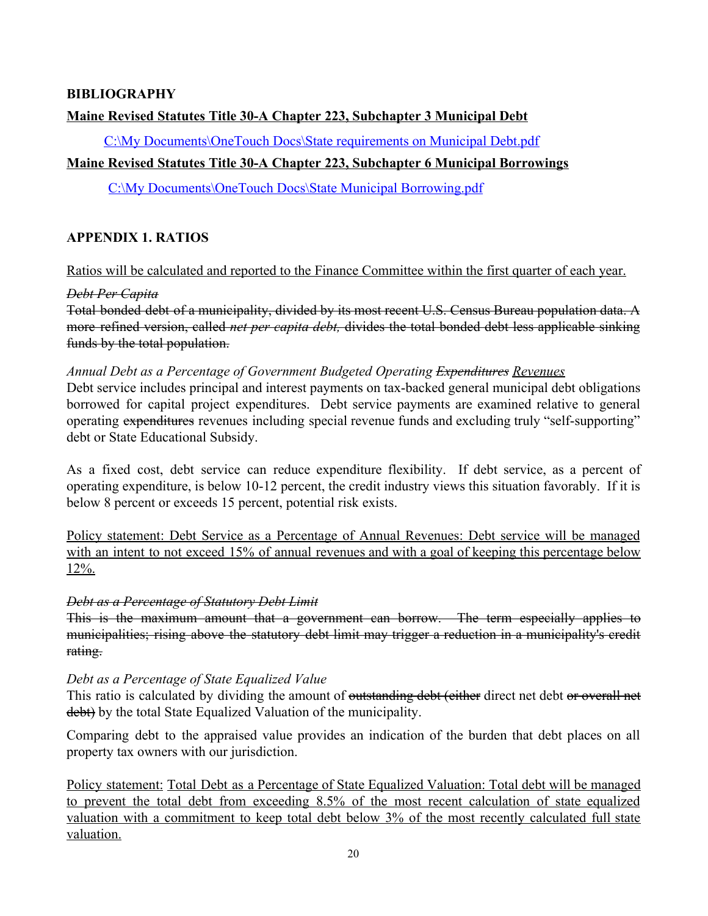**BIBLIOGRAPHY**

**Maine Revised Statutes Title 30-A Chapter 223, Subchapter 3 Municipal Debt**

C:\My Documents\OneTouch Docs\State requirements on Municipal Debt.pdf

**Maine Revised Statutes Title 30-A Chapter 223, Subchapter 6 Municipal Borrowings**

C:\My Documents\OneTouch Docs\State Municipal Borrowing.pdf

## APPENDIX 1. RATIOS

Ratios will be calculated and reported to the Finance Committee within the first quarter of each year.

~~*Debt Per Capita*~~

~~Total bonded debt of a municipality, divided by its most recent U.S. Census Bureau population data. A more refined version, called *net per capita debt,* divides the total bonded debt less applicable sinking funds by the total population.~~

*Annual Debt as a Percentage of Government Budgeted Operating ~~Expenditures~~ Revenues*

Debt service includes principal and interest payments on tax-backed general municipal debt obligations borrowed for capital project expenditures. Debt service payments are examined relative to general operating ~~expenditures~~ revenues including special revenue funds and excluding truly "self-supporting" debt or State Educational Subsidy.

As a fixed cost, debt service can reduce expenditure flexibility. If debt service, as a percent of operating expenditure, is below 10-12 percent, the credit industry views this situation favorably. If it is below 8 percent or exceeds 15 percent, potential risk exists.

Policy statement: Debt Service as a Percentage of Annual Revenues: Debt service will be managed with an intent to not exceed 15% of annual revenues and with a goal of keeping this percentage below 12%.

~~*Debt as a Percentage of Statutory Debt Limit*~~

~~This is the maximum amount that a government can borrow. The term especially applies to municipalities; rising above the statutory debt limit may trigger a reduction in a municipality's credit rating.~~

*Debt as a Percentage of State Equalized Value*

This ratio is calculated by dividing the amount of ~~outstanding debt (either~~ direct net debt ~~or overall net debt)~~ by the total State Equalized Valuation of the municipality.

Comparing debt to the appraised value provides an indication of the burden that debt places on all property tax owners with our jurisdiction.

Policy statement: Total Debt as a Percentage of State Equalized Valuation: Total debt will be managed to prevent the total debt from exceeding 8.5% of the most recent calculation of state equalized valuation with a commitment to keep total debt below 3% of the most recently calculated full state valuation.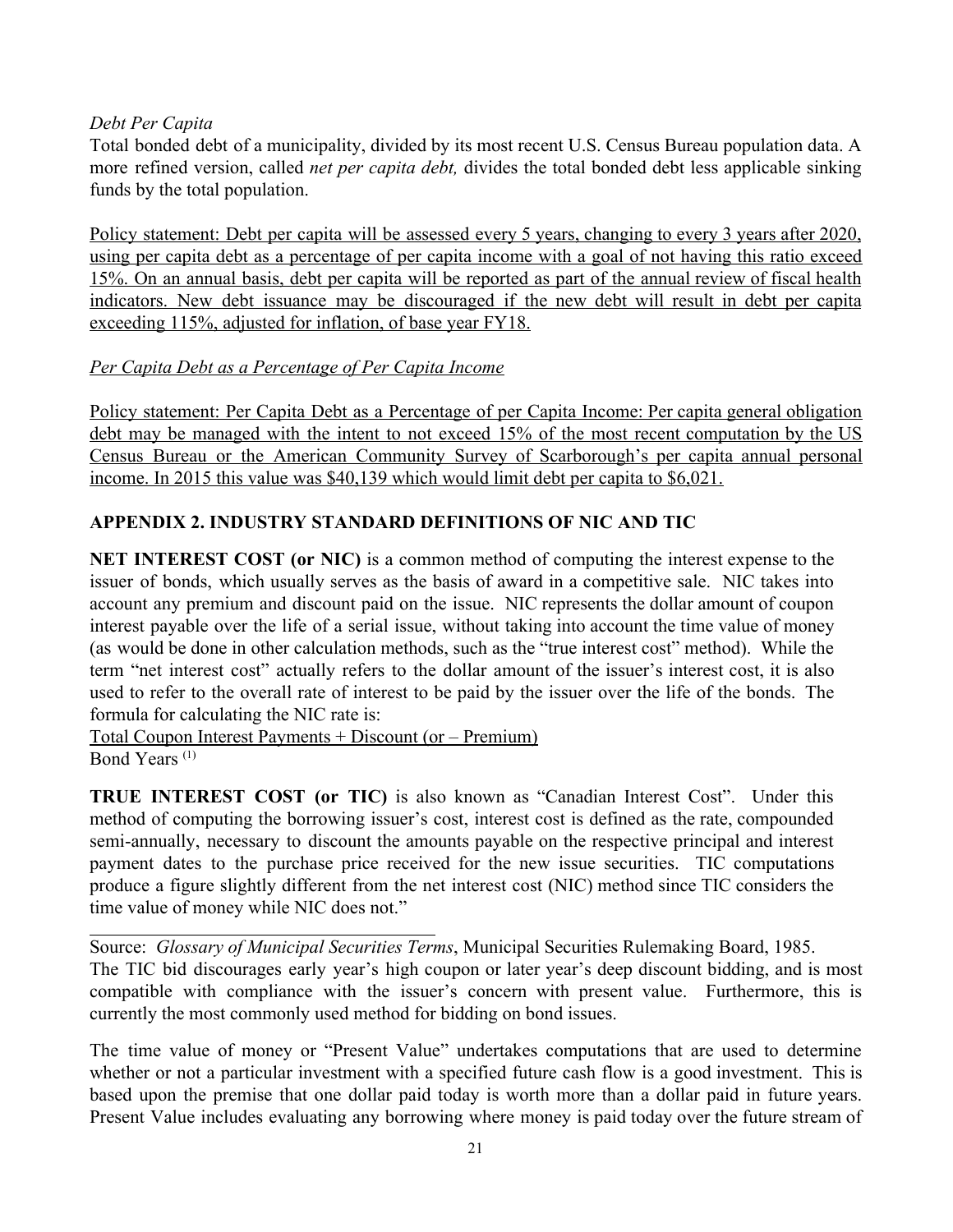*Debt Per Capita*

Total bonded debt of a municipality, divided by its most recent U.S. Census Bureau population data. A more refined version, called *net per capita debt,* divides the total bonded debt less applicable sinking funds by the total population.

<u>Policy statement: Debt per capita will be assessed every 5 years, changing to every 3 years after 2020, using per capita debt as a percentage of per capita income with a goal of not having this ratio exceed 15%. On an annual basis, debt per capita will be reported as part of the annual review of fiscal health indicators. New debt issuance may be discouraged if the new debt will result in debt per capita exceeding 115%, adjusted for inflation, of base year FY18.</u>

<u>*Per Capita Debt as a Percentage of Per Capita Income*</u>

<u>Policy statement: Per Capita Debt as a Percentage of per Capita Income: Per capita general obligation debt may be managed with the intent to not exceed 15% of the most recent computation by the US Census Bureau or the American Community Survey of Scarborough's per capita annual personal income. In 2015 this value was $40,139 which would limit debt per capita to $6,021.</u>

## APPENDIX 2. INDUSTRY STANDARD DEFINITIONS OF NIC AND TIC

**NET INTEREST COST (or NIC)** is a common method of computing the interest expense to the issuer of bonds, which usually serves as the basis of award in a competitive sale. NIC takes into account any premium and discount paid on the issue. NIC represents the dollar amount of coupon interest payable over the life of a serial issue, without taking into account the time value of money (as would be done in other calculation methods, such as the "true interest cost" method). While the term "net interest cost" actually refers to the dollar amount of the issuer's interest cost, it is also used to refer to the overall rate of interest to be paid by the issuer over the life of the bonds. The formula for calculating the NIC rate is:

<u>Total Coupon Interest Payments + Discount (or – Premium)</u>
Bond Years [(1)]

**TRUE INTEREST COST (or TIC)** is also known as "Canadian Interest Cost". Under this method of computing the borrowing issuer's cost, interest cost is defined as the rate, compounded semi-annually, necessary to discount the amounts payable on the respective principal and interest payment dates to the purchase price received for the new issue securities. TIC computations produce a figure slightly different from the net interest cost (NIC) method since TIC considers the time value of money while NIC does not."

Source: *Glossary of Municipal Securities Terms*, Municipal Securities Rulemaking Board, 1985.

The TIC bid discourages early year's high coupon or later year's deep discount bidding, and is most compatible with compliance with the issuer's concern with present value. Furthermore, this is currently the most commonly used method for bidding on bond issues.

The time value of money or "Present Value" undertakes computations that are used to determine whether or not a particular investment with a specified future cash flow is a good investment. This is based upon the premise that one dollar paid today is worth more than a dollar paid in future years. Present Value includes evaluating any borrowing where money is paid today over the future stream of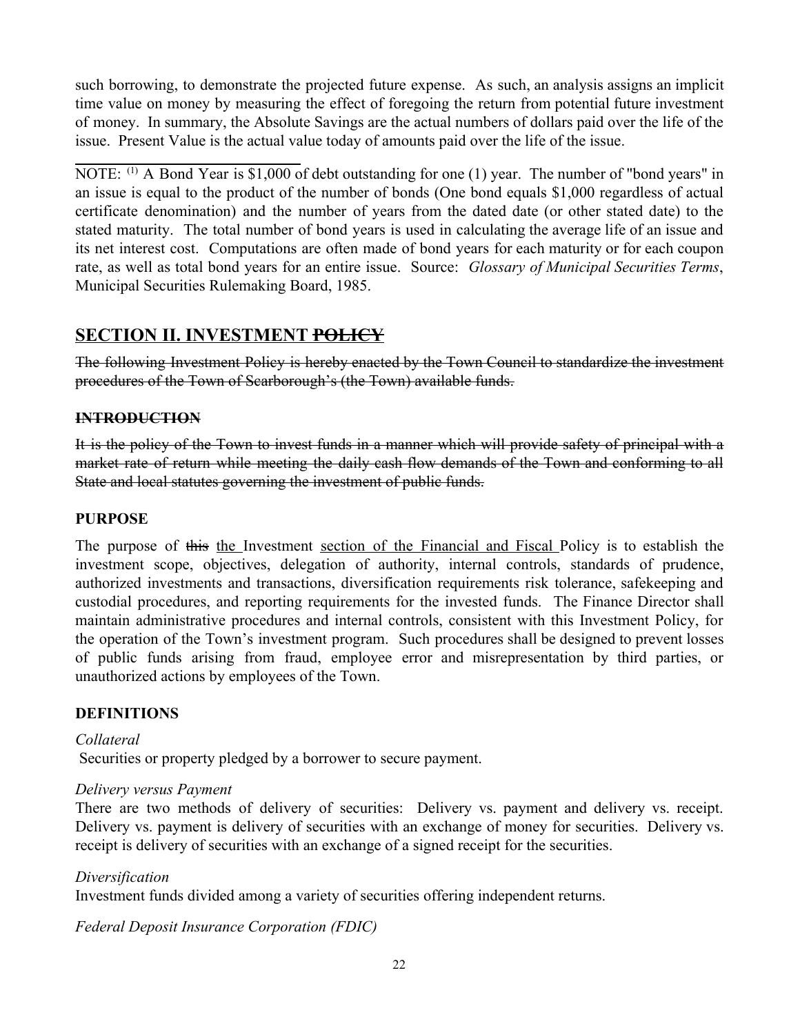such borrowing, to demonstrate the projected future expense. As such, an analysis assigns an implicit time value on money by measuring the effect of foregoing the return from potential future investment of money. In summary, the Absolute Savings are the actual numbers of dollars paid over the life of the issue. Present Value is the actual value today of amounts paid over the life of the issue.

---

NOTE: [1] A Bond Year is $1,000 of debt outstanding for one (1) year. The number of "bond years" in an issue is equal to the product of the number of bonds (One bond equals $1,000 regardless of actual certificate denomination) and the number of years from the dated date (or other stated date) to the stated maturity. The total number of bond years is used in calculating the average life of an issue and its net interest cost. Computations are often made of bond years for each maturity or for each coupon rate, as well as total bond years for an entire issue. Source: *Glossary of Municipal Securities Terms*, Municipal Securities Rulemaking Board, 1985.

## SECTION II. INVESTMENT ~~POLICY~~

~~The following Investment Policy is hereby enacted by the Town Council to standardize the investment procedures of the Town of Scarborough's (the Town) available funds.~~

### ~~INTRODUCTION~~

~~It is the policy of the Town to invest funds in a manner which will provide safety of principal with a market rate of return while meeting the daily cash flow demands of the Town and conforming to all State and local statutes governing the investment of public funds.~~

### PURPOSE

The purpose of ~~this~~ the Investment section of the Financial and Fiscal Policy is to establish the investment scope, objectives, delegation of authority, internal controls, standards of prudence, authorized investments and transactions, diversification requirements risk tolerance, safekeeping and custodial procedures, and reporting requirements for the invested funds. The Finance Director shall maintain administrative procedures and internal controls, consistent with this Investment Policy, for the operation of the Town's investment program. Such procedures shall be designed to prevent losses of public funds arising from fraud, employee error and misrepresentation by third parties, or unauthorized actions by employees of the Town.

### DEFINITIONS

*Collateral*
Securities or property pledged by a borrower to secure payment.

*Delivery versus Payment*
There are two methods of delivery of securities: Delivery vs. payment and delivery vs. receipt. Delivery vs. payment is delivery of securities with an exchange of money for securities. Delivery vs. receipt is delivery of securities with an exchange of a signed receipt for the securities.

*Diversification*
Investment funds divided among a variety of securities offering independent returns.

*Federal Deposit Insurance Corporation (FDIC)*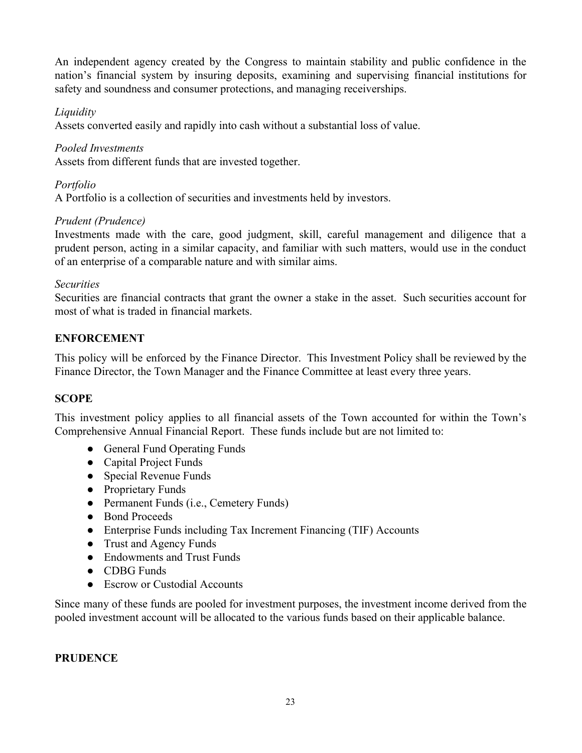An independent agency created by the Congress to maintain stability and public confidence in the nation's financial system by insuring deposits, examining and supervising financial institutions for safety and soundness and consumer protections, and managing receiverships.

*Liquidity*
Assets converted easily and rapidly into cash without a substantial loss of value.

*Pooled Investments*
Assets from different funds that are invested together.

*Portfolio*
A Portfolio is a collection of securities and investments held by investors.

*Prudent (Prudence)*
Investments made with the care, good judgment, skill, careful management and diligence that a prudent person, acting in a similar capacity, and familiar with such matters, would use in the conduct of an enterprise of a comparable nature and with similar aims.

*Securities*
Securities are financial contracts that grant the owner a stake in the asset. Such securities account for most of what is traded in financial markets.

## ENFORCEMENT

This policy will be enforced by the Finance Director. This Investment Policy shall be reviewed by the Finance Director, the Town Manager and the Finance Committee at least every three years.

## SCOPE

This investment policy applies to all financial assets of the Town accounted for within the Town's Comprehensive Annual Financial Report. These funds include but are not limited to:

- General Fund Operating Funds
- Capital Project Funds
- Special Revenue Funds
- Proprietary Funds
- Permanent Funds (i.e., Cemetery Funds)
- Bond Proceeds
- Enterprise Funds including Tax Increment Financing (TIF) Accounts
- Trust and Agency Funds
- Endowments and Trust Funds
- CDBG Funds
- Escrow or Custodial Accounts

Since many of these funds are pooled for investment purposes, the investment income derived from the pooled investment account will be allocated to the various funds based on their applicable balance.

## PRUDENCE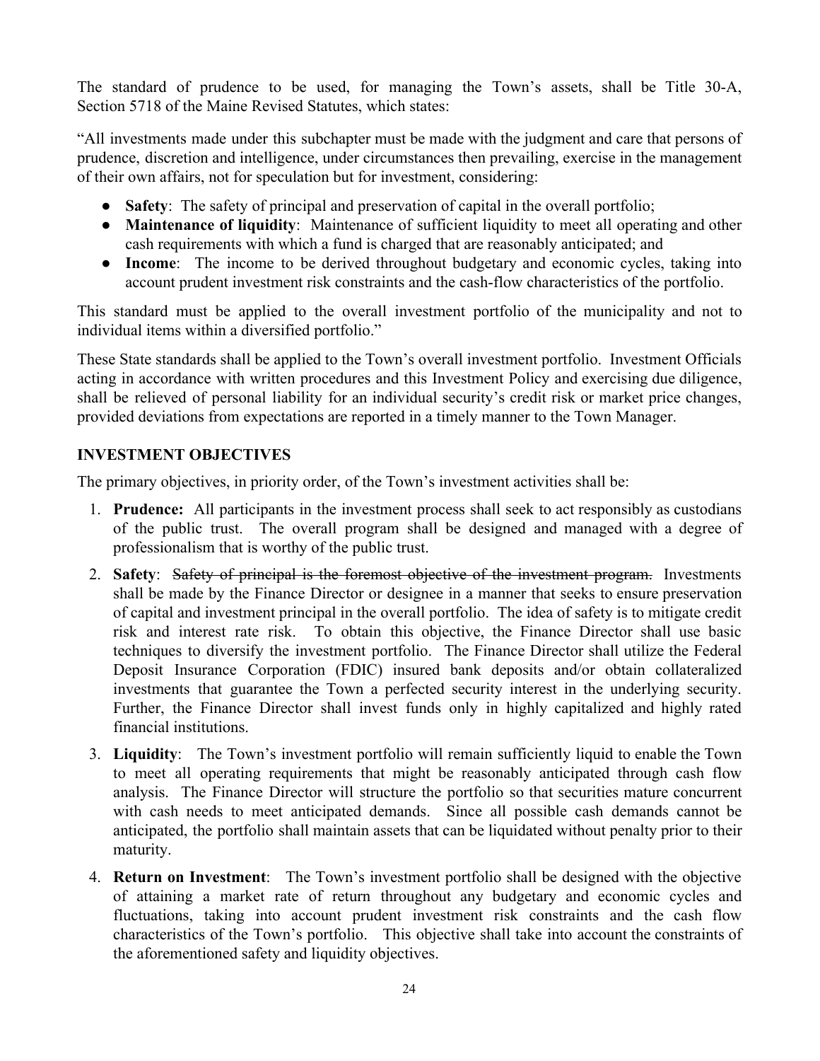The standard of prudence to be used, for managing the Town's assets, shall be Title 30-A, Section 5718 of the Maine Revised Statutes, which states:

"All investments made under this subchapter must be made with the judgment and care that persons of prudence, discretion and intelligence, under circumstances then prevailing, exercise in the management of their own affairs, not for speculation but for investment, considering:

- **Safety**: The safety of principal and preservation of capital in the overall portfolio;
- **Maintenance of liquidity**: Maintenance of sufficient liquidity to meet all operating and other cash requirements with which a fund is charged that are reasonably anticipated; and
- **Income**: The income to be derived throughout budgetary and economic cycles, taking into account prudent investment risk constraints and the cash-flow characteristics of the portfolio.

This standard must be applied to the overall investment portfolio of the municipality and not to individual items within a diversified portfolio."

These State standards shall be applied to the Town's overall investment portfolio. Investment Officials acting in accordance with written procedures and this Investment Policy and exercising due diligence, shall be relieved of personal liability for an individual security's credit risk or market price changes, provided deviations from expectations are reported in a timely manner to the Town Manager.

## INVESTMENT OBJECTIVES

The primary objectives, in priority order, of the Town's investment activities shall be:

1. **Prudence:** All participants in the investment process shall seek to act responsibly as custodians of the public trust. The overall program shall be designed and managed with a degree of professionalism that is worthy of the public trust.
2. **Safety**: ~~Safety of principal is the foremost objective of the investment program.~~ Investments shall be made by the Finance Director or designee in a manner that seeks to ensure preservation of capital and investment principal in the overall portfolio. The idea of safety is to mitigate credit risk and interest rate risk. To obtain this objective, the Finance Director shall use basic techniques to diversify the investment portfolio. The Finance Director shall utilize the Federal Deposit Insurance Corporation (FDIC) insured bank deposits and/or obtain collateralized investments that guarantee the Town a perfected security interest in the underlying security. Further, the Finance Director shall invest funds only in highly capitalized and highly rated financial institutions.
3. **Liquidity**: The Town's investment portfolio will remain sufficiently liquid to enable the Town to meet all operating requirements that might be reasonably anticipated through cash flow analysis. The Finance Director will structure the portfolio so that securities mature concurrent with cash needs to meet anticipated demands. Since all possible cash demands cannot be anticipated, the portfolio shall maintain assets that can be liquidated without penalty prior to their maturity.
4. **Return on Investment**: The Town's investment portfolio shall be designed with the objective of attaining a market rate of return throughout any budgetary and economic cycles and fluctuations, taking into account prudent investment risk constraints and the cash flow characteristics of the Town's portfolio. This objective shall take into account the constraints of the aforementioned safety and liquidity objectives.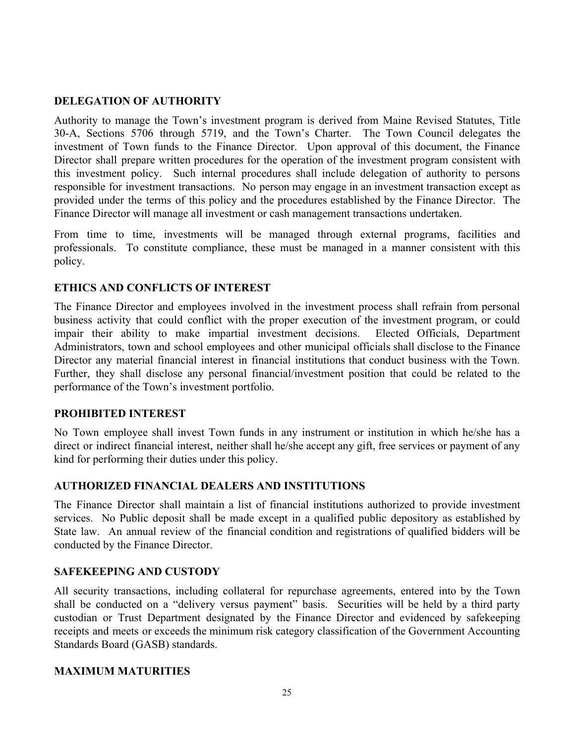## DELEGATION OF AUTHORITY

Authority to manage the Town's investment program is derived from Maine Revised Statutes, Title 30-A, Sections 5706 through 5719, and the Town's Charter. The Town Council delegates the investment of Town funds to the Finance Director. Upon approval of this document, the Finance Director shall prepare written procedures for the operation of the investment program consistent with this investment policy. Such internal procedures shall include delegation of authority to persons responsible for investment transactions. No person may engage in an investment transaction except as provided under the terms of this policy and the procedures established by the Finance Director. The Finance Director will manage all investment or cash management transactions undertaken.

From time to time, investments will be managed through external programs, facilities and professionals. To constitute compliance, these must be managed in a manner consistent with this policy.

## ETHICS AND CONFLICTS OF INTEREST

The Finance Director and employees involved in the investment process shall refrain from personal business activity that could conflict with the proper execution of the investment program, or could impair their ability to make impartial investment decisions. Elected Officials, Department Administrators, town and school employees and other municipal officials shall disclose to the Finance Director any material financial interest in financial institutions that conduct business with the Town. Further, they shall disclose any personal financial/investment position that could be related to the performance of the Town's investment portfolio.

## PROHIBITED INTEREST

No Town employee shall invest Town funds in any instrument or institution in which he/she has a direct or indirect financial interest, neither shall he/she accept any gift, free services or payment of any kind for performing their duties under this policy.

## AUTHORIZED FINANCIAL DEALERS AND INSTITUTIONS

The Finance Director shall maintain a list of financial institutions authorized to provide investment services. No Public deposit shall be made except in a qualified public depository as established by State law. An annual review of the financial condition and registrations of qualified bidders will be conducted by the Finance Director.

## SAFEKEEPING AND CUSTODY

All security transactions, including collateral for repurchase agreements, entered into by the Town shall be conducted on a "delivery versus payment" basis. Securities will be held by a third party custodian or Trust Department designated by the Finance Director and evidenced by safekeeping receipts and meets or exceeds the minimum risk category classification of the Government Accounting Standards Board (GASB) standards.

## MAXIMUM MATURITIES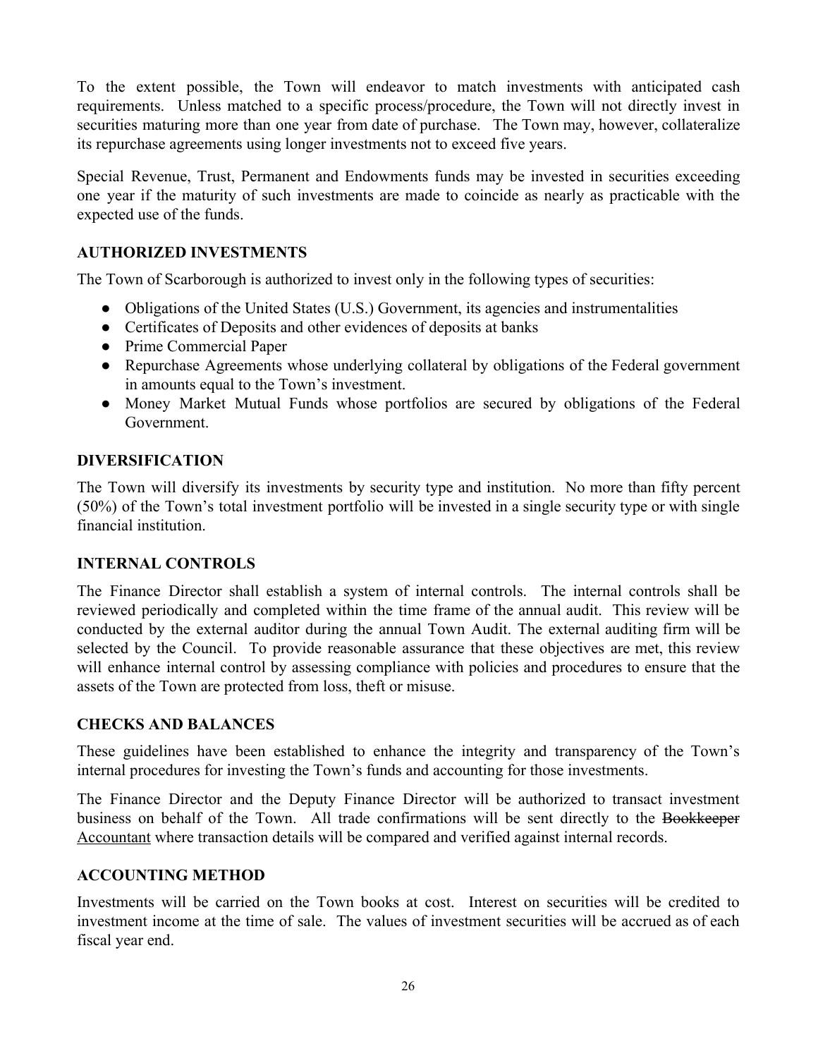To the extent possible, the Town will endeavor to match investments with anticipated cash requirements. Unless matched to a specific process/procedure, the Town will not directly invest in securities maturing more than one year from date of purchase. The Town may, however, collateralize its repurchase agreements using longer investments not to exceed five years.

Special Revenue, Trust, Permanent and Endowments funds may be invested in securities exceeding one year if the maturity of such investments are made to coincide as nearly as practicable with the expected use of the funds.

## AUTHORIZED INVESTMENTS

The Town of Scarborough is authorized to invest only in the following types of securities:

- Obligations of the United States (U.S.) Government, its agencies and instrumentalities
- Certificates of Deposits and other evidences of deposits at banks
- Prime Commercial Paper
- Repurchase Agreements whose underlying collateral by obligations of the Federal government in amounts equal to the Town's investment.
- Money Market Mutual Funds whose portfolios are secured by obligations of the Federal Government.

## DIVERSIFICATION

The Town will diversify its investments by security type and institution. No more than fifty percent (50%) of the Town's total investment portfolio will be invested in a single security type or with single financial institution.

## INTERNAL CONTROLS

The Finance Director shall establish a system of internal controls. The internal controls shall be reviewed periodically and completed within the time frame of the annual audit. This review will be conducted by the external auditor during the annual Town Audit. The external auditing firm will be selected by the Council. To provide reasonable assurance that these objectives are met, this review will enhance internal control by assessing compliance with policies and procedures to ensure that the assets of the Town are protected from loss, theft or misuse.

## CHECKS AND BALANCES

These guidelines have been established to enhance the integrity and transparency of the Town's internal procedures for investing the Town's funds and accounting for those investments.

The Finance Director and the Deputy Finance Director will be authorized to transact investment business on behalf of the Town. All trade confirmations will be sent directly to the ~~Bookkeeper~~ Accountant where transaction details will be compared and verified against internal records.

## ACCOUNTING METHOD

Investments will be carried on the Town books at cost. Interest on securities will be credited to investment income at the time of sale. The values of investment securities will be accrued as of each fiscal year end.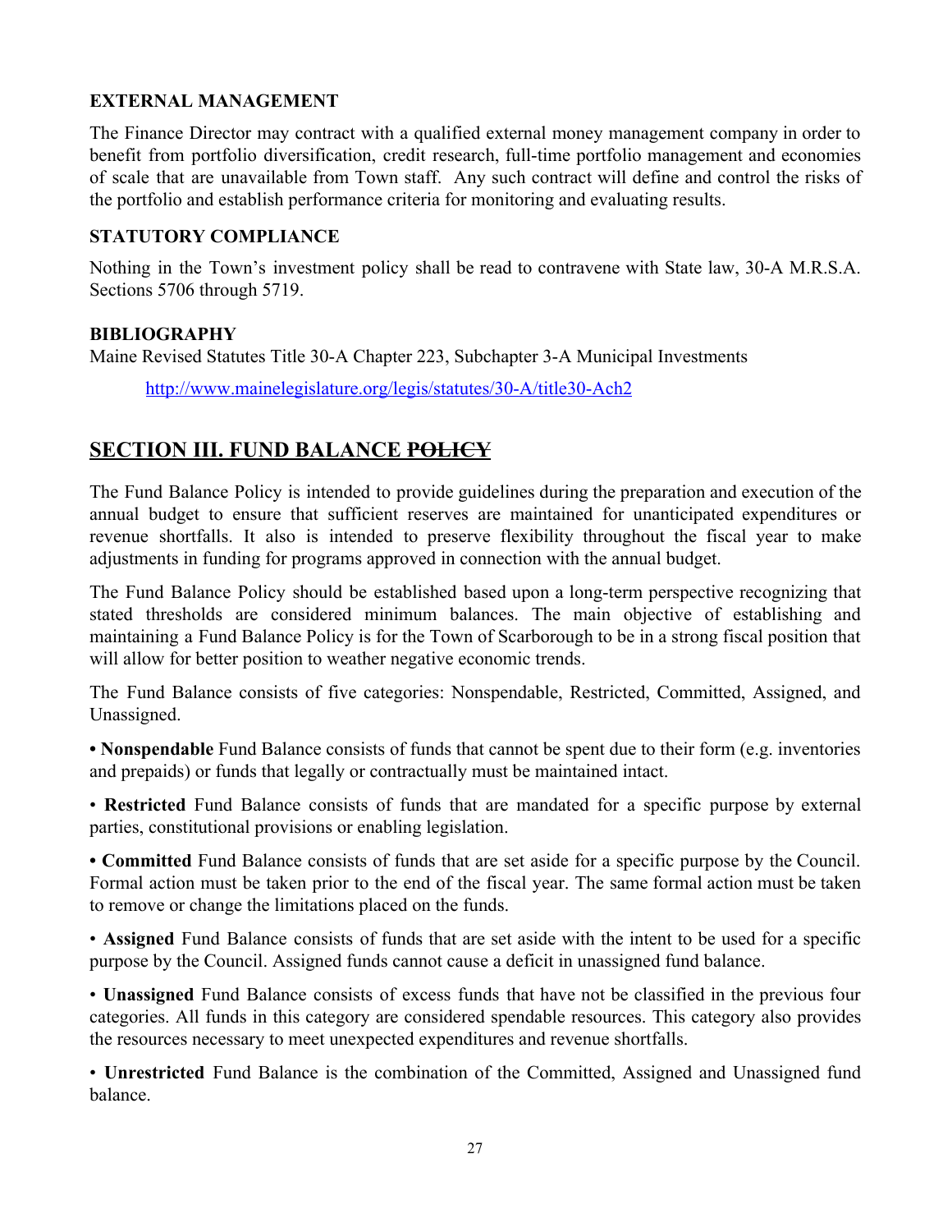**EXTERNAL MANAGEMENT**

The Finance Director may contract with a qualified external money management company in order to benefit from portfolio diversification, credit research, full-time portfolio management and economies of scale that are unavailable from Town staff. Any such contract will define and control the risks of the portfolio and establish performance criteria for monitoring and evaluating results.

**STATUTORY COMPLIANCE**

Nothing in the Town's investment policy shall be read to contravene with State law, 30-A M.R.S.A. Sections 5706 through 5719.

**BIBLIOGRAPHY**

Maine Revised Statutes Title 30-A Chapter 223, Subchapter 3-A Municipal Investments

http://www.mainelegislature.org/legis/statutes/30-A/title30-Ach2

## SECTION III. FUND BALANCE ~~POLICY~~

The Fund Balance Policy is intended to provide guidelines during the preparation and execution of the annual budget to ensure that sufficient reserves are maintained for unanticipated expenditures or revenue shortfalls. It also is intended to preserve flexibility throughout the fiscal year to make adjustments in funding for programs approved in connection with the annual budget.

The Fund Balance Policy should be established based upon a long-term perspective recognizing that stated thresholds are considered minimum balances. The main objective of establishing and maintaining a Fund Balance Policy is for the Town of Scarborough to be in a strong fiscal position that will allow for better position to weather negative economic trends.

The Fund Balance consists of five categories: Nonspendable, Restricted, Committed, Assigned, and Unassigned.

• **Nonspendable** Fund Balance consists of funds that cannot be spent due to their form (e.g. inventories and prepaids) or funds that legally or contractually must be maintained intact.

• **Restricted** Fund Balance consists of funds that are mandated for a specific purpose by external parties, constitutional provisions or enabling legislation.

• **Committed** Fund Balance consists of funds that are set aside for a specific purpose by the Council. Formal action must be taken prior to the end of the fiscal year. The same formal action must be taken to remove or change the limitations placed on the funds.

• **Assigned** Fund Balance consists of funds that are set aside with the intent to be used for a specific purpose by the Council. Assigned funds cannot cause a deficit in unassigned fund balance.

• **Unassigned** Fund Balance consists of excess funds that have not be classified in the previous four categories. All funds in this category are considered spendable resources. This category also provides the resources necessary to meet unexpected expenditures and revenue shortfalls.

• **Unrestricted** Fund Balance is the combination of the Committed, Assigned and Unassigned fund balance.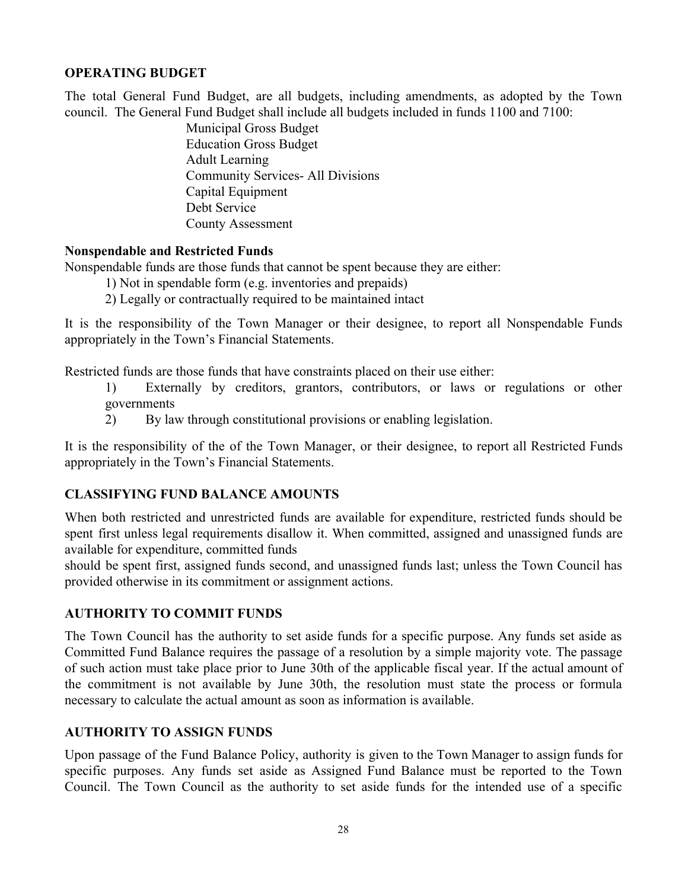## OPERATING BUDGET

The total General Fund Budget, are all budgets, including amendments, as adopted by the Town council. The General Fund Budget shall include all budgets included in funds 1100 and 7100:

- Municipal Gross Budget
- Education Gross Budget
- Adult Learning
- Community Services- All Divisions
- Capital Equipment
- Debt Service
- County Assessment

### Nonspendable and Restricted Funds

Nonspendable funds are those funds that cannot be spent because they are either:

1) Not in spendable form (e.g. inventories and prepaids)
2) Legally or contractually required to be maintained intact

It is the responsibility of the Town Manager or their designee, to report all Nonspendable Funds appropriately in the Town's Financial Statements.

Restricted funds are those funds that have constraints placed on their use either:

1) Externally by creditors, grantors, contributors, or laws or regulations or other governments
2) By law through constitutional provisions or enabling legislation.

It is the responsibility of the of the Town Manager, or their designee, to report all Restricted Funds appropriately in the Town's Financial Statements.

## CLASSIFYING FUND BALANCE AMOUNTS

When both restricted and unrestricted funds are available for expenditure, restricted funds should be spent first unless legal requirements disallow it. When committed, assigned and unassigned funds are available for expenditure, committed funds should be spent first, assigned funds second, and unassigned funds last; unless the Town Council has provided otherwise in its commitment or assignment actions.

## AUTHORITY TO COMMIT FUNDS

The Town Council has the authority to set aside funds for a specific purpose. Any funds set aside as Committed Fund Balance requires the passage of a resolution by a simple majority vote. The passage of such action must take place prior to June 30th of the applicable fiscal year. If the actual amount of the commitment is not available by June 30th, the resolution must state the process or formula necessary to calculate the actual amount as soon as information is available.

## AUTHORITY TO ASSIGN FUNDS

Upon passage of the Fund Balance Policy, authority is given to the Town Manager to assign funds for specific purposes. Any funds set aside as Assigned Fund Balance must be reported to the Town Council. The Town Council as the authority to set aside funds for the intended use of a specific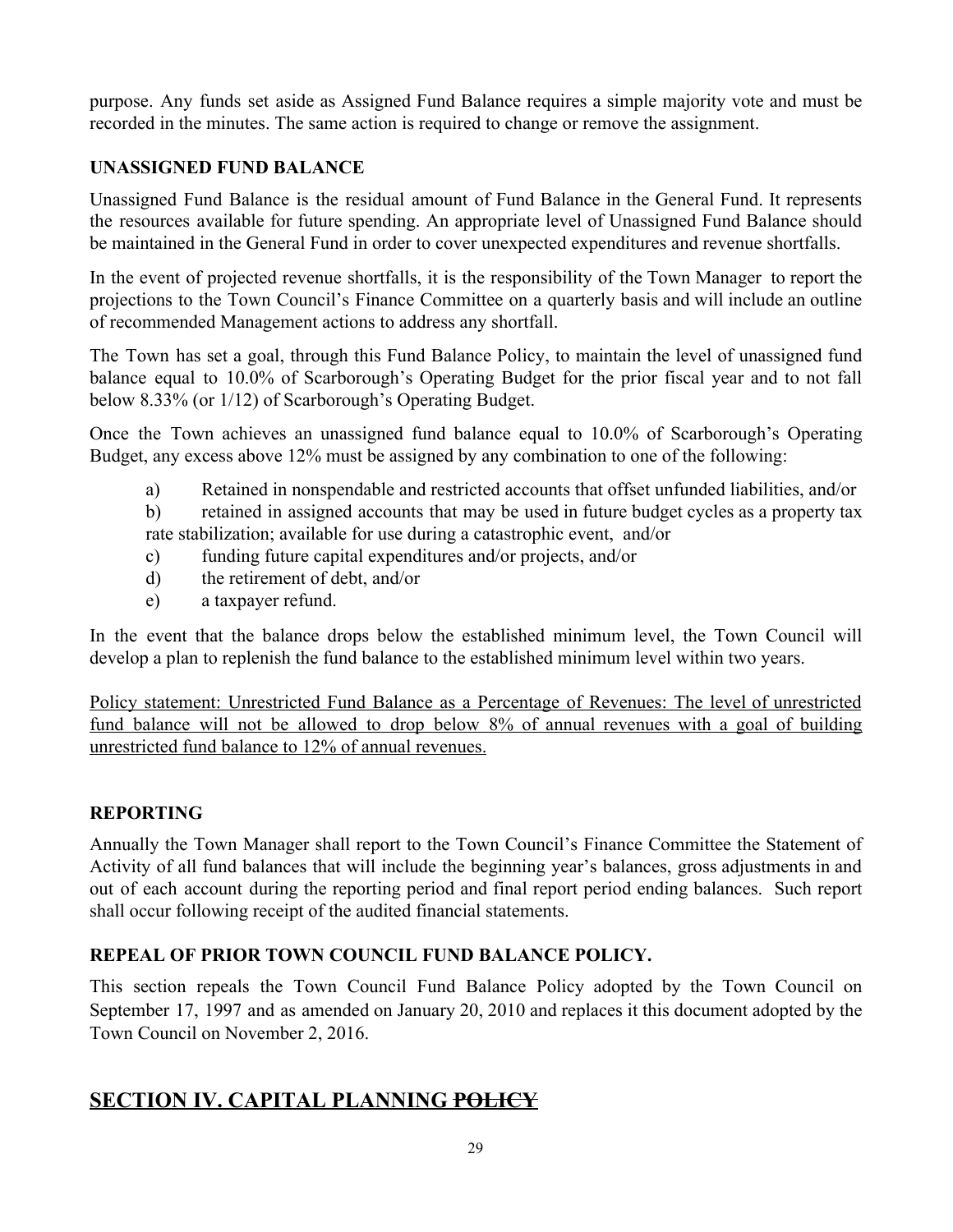purpose. Any funds set aside as Assigned Fund Balance requires a simple majority vote and must be recorded in the minutes. The same action is required to change or remove the assignment.

### UNASSIGNED FUND BALANCE

Unassigned Fund Balance is the residual amount of Fund Balance in the General Fund. It represents the resources available for future spending. An appropriate level of Unassigned Fund Balance should be maintained in the General Fund in order to cover unexpected expenditures and revenue shortfalls.

In the event of projected revenue shortfalls, it is the responsibility of the Town Manager to report the projections to the Town Council's Finance Committee on a quarterly basis and will include an outline of recommended Management actions to address any shortfall.

The Town has set a goal, through this Fund Balance Policy, to maintain the level of unassigned fund balance equal to 10.0% of Scarborough's Operating Budget for the prior fiscal year and to not fall below 8.33% (or 1/12) of Scarborough's Operating Budget.

Once the Town achieves an unassigned fund balance equal to 10.0% of Scarborough's Operating Budget, any excess above 12% must be assigned by any combination to one of the following:

a) Retained in nonspendable and restricted accounts that offset unfunded liabilities, and/or
b) retained in assigned accounts that may be used in future budget cycles as a property tax rate stabilization; available for use during a catastrophic event, and/or
c) funding future capital expenditures and/or projects, and/or
d) the retirement of debt, and/or
e) a taxpayer refund.

In the event that the balance drops below the established minimum level, the Town Council will develop a plan to replenish the fund balance to the established minimum level within two years.

<u>Policy statement: Unrestricted Fund Balance as a Percentage of Revenues: The level of unrestricted fund balance will not be allowed to drop below 8% of annual revenues with a goal of building unrestricted fund balance to 12% of annual revenues.</u>

### REPORTING

Annually the Town Manager shall report to the Town Council's Finance Committee the Statement of Activity of all fund balances that will include the beginning year's balances, gross adjustments in and out of each account during the reporting period and final report period ending balances. Such report shall occur following receipt of the audited financial statements.

### REPEAL OF PRIOR TOWN COUNCIL FUND BALANCE POLICY.

This section repeals the Town Council Fund Balance Policy adopted by the Town Council on September 17, 1997 and as amended on January 20, 2010 and replaces it this document adopted by the Town Council on November 2, 2016.

## <u>SECTION IV. CAPITAL PLANNING</u> ~~POLICY~~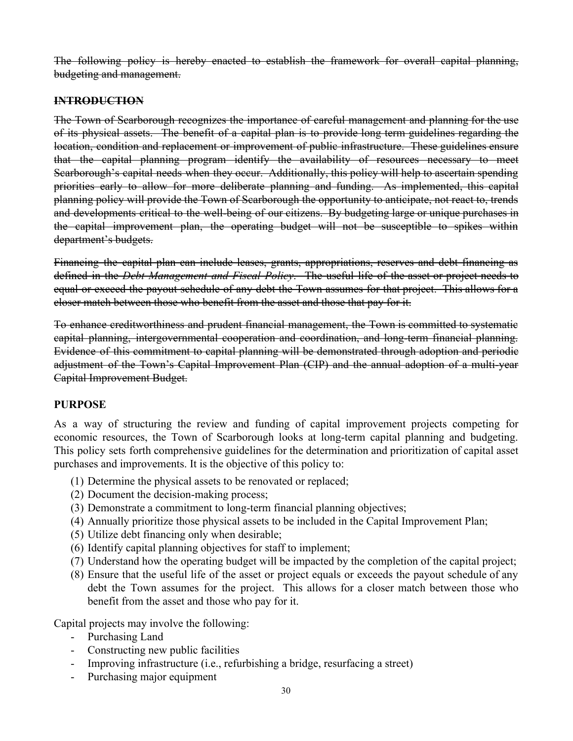~~The following policy is hereby enacted to establish the framework for overall capital planning, budgeting and management.~~

## ~~INTRODUCTION~~

~~The Town of Scarborough recognizes the importance of careful management and planning for the use of its physical assets. The benefit of a capital plan is to provide long term guidelines regarding the location, condition and replacement or improvement of public infrastructure. These guidelines ensure that the capital planning program identify the availability of resources necessary to meet Scarborough's capital needs when they occur. Additionally, this policy will help to ascertain spending priorities early to allow for more deliberate planning and funding. As implemented, this capital planning policy will provide the Town of Scarborough the opportunity to anticipate, not react to, trends and developments critical to the well-being of our citizens. By budgeting large or unique purchases in the capital improvement plan, the operating budget will not be susceptible to spikes within department's budgets.~~

~~Financing the capital plan can include leases, grants, appropriations, reserves and debt financing as defined in the *Debt Management and Fiscal Policy*. The useful life of the asset or project needs to equal or exceed the payout schedule of any debt the Town assumes for that project. This allows for a closer match between those who benefit from the asset and those that pay for it.~~

~~To enhance creditworthiness and prudent financial management, the Town is committed to systematic capital planning, intergovernmental cooperation and coordination, and long-term financial planning. Evidence of this commitment to capital planning will be demonstrated through adoption and periodic adjustment of the Town's Capital Improvement Plan (CIP) and the annual adoption of a multi-year Capital Improvement Budget.~~

## PURPOSE

As a way of structuring the review and funding of capital improvement projects competing for economic resources, the Town of Scarborough looks at long-term capital planning and budgeting. This policy sets forth comprehensive guidelines for the determination and prioritization of capital asset purchases and improvements. It is the objective of this policy to:

(1) Determine the physical assets to be renovated or replaced;
(2) Document the decision-making process;
(3) Demonstrate a commitment to long-term financial planning objectives;
(4) Annually prioritize those physical assets to be included in the Capital Improvement Plan;
(5) Utilize debt financing only when desirable;
(6) Identify capital planning objectives for staff to implement;
(7) Understand how the operating budget will be impacted by the completion of the capital project;
(8) Ensure that the useful life of the asset or project equals or exceeds the payout schedule of any debt the Town assumes for the project. This allows for a closer match between those who benefit from the asset and those who pay for it.

Capital projects may involve the following:

- Purchasing Land
- Constructing new public facilities
- Improving infrastructure (i.e., refurbishing a bridge, resurfacing a street)
- Purchasing major equipment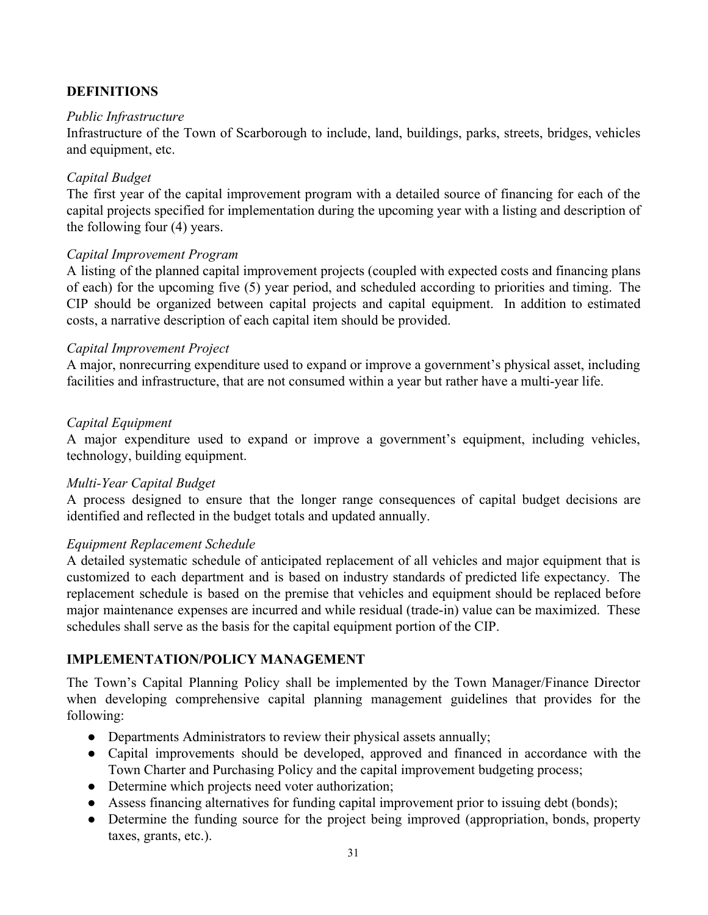## DEFINITIONS

*Public Infrastructure*

Infrastructure of the Town of Scarborough to include, land, buildings, parks, streets, bridges, vehicles and equipment, etc.

*Capital Budget*

The first year of the capital improvement program with a detailed source of financing for each of the capital projects specified for implementation during the upcoming year with a listing and description of the following four (4) years.

*Capital Improvement Program*

A listing of the planned capital improvement projects (coupled with expected costs and financing plans of each) for the upcoming five (5) year period, and scheduled according to priorities and timing. The CIP should be organized between capital projects and capital equipment. In addition to estimated costs, a narrative description of each capital item should be provided.

*Capital Improvement Project*

A major, nonrecurring expenditure used to expand or improve a government's physical asset, including facilities and infrastructure, that are not consumed within a year but rather have a multi-year life.

*Capital Equipment*

A major expenditure used to expand or improve a government's equipment, including vehicles, technology, building equipment.

*Multi-Year Capital Budget*

A process designed to ensure that the longer range consequences of capital budget decisions are identified and reflected in the budget totals and updated annually.

*Equipment Replacement Schedule*

A detailed systematic schedule of anticipated replacement of all vehicles and major equipment that is customized to each department and is based on industry standards of predicted life expectancy. The replacement schedule is based on the premise that vehicles and equipment should be replaced before major maintenance expenses are incurred and while residual (trade-in) value can be maximized. These schedules shall serve as the basis for the capital equipment portion of the CIP.

## IMPLEMENTATION/POLICY MANAGEMENT

The Town's Capital Planning Policy shall be implemented by the Town Manager/Finance Director when developing comprehensive capital planning management guidelines that provides for the following:

- Departments Administrators to review their physical assets annually;
- Capital improvements should be developed, approved and financed in accordance with the Town Charter and Purchasing Policy and the capital improvement budgeting process;
- Determine which projects need voter authorization;
- Assess financing alternatives for funding capital improvement prior to issuing debt (bonds);
- Determine the funding source for the project being improved (appropriation, bonds, property taxes, grants, etc.).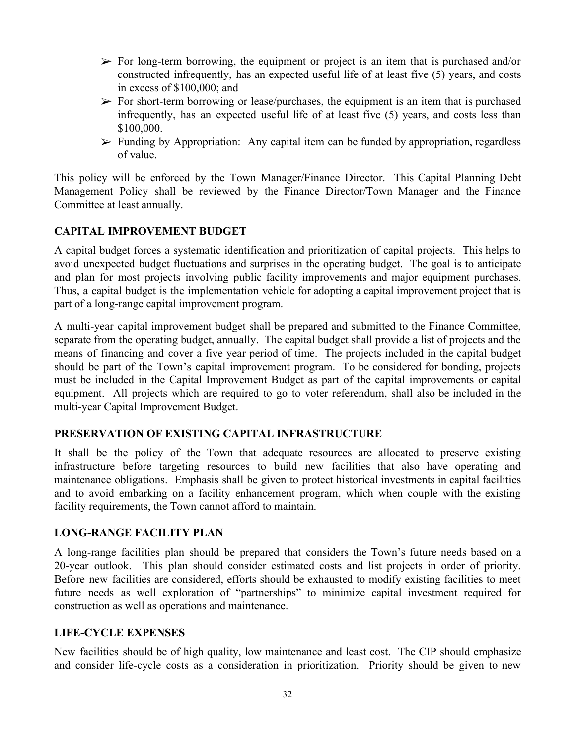- ➢ For long-term borrowing, the equipment or project is an item that is purchased and/or constructed infrequently, has an expected useful life of at least five (5) years, and costs in excess of $100,000; and
- ➢ For short-term borrowing or lease/purchases, the equipment is an item that is purchased infrequently, has an expected useful life of at least five (5) years, and costs less than $100,000.
- ➢ Funding by Appropriation: Any capital item can be funded by appropriation, regardless of value.

This policy will be enforced by the Town Manager/Finance Director. This Capital Planning Debt Management Policy shall be reviewed by the Finance Director/Town Manager and the Finance Committee at least annually.

**CAPITAL IMPROVEMENT BUDGET**

A capital budget forces a systematic identification and prioritization of capital projects. This helps to avoid unexpected budget fluctuations and surprises in the operating budget. The goal is to anticipate and plan for most projects involving public facility improvements and major equipment purchases. Thus, a capital budget is the implementation vehicle for adopting a capital improvement project that is part of a long-range capital improvement program.

A multi-year capital improvement budget shall be prepared and submitted to the Finance Committee, separate from the operating budget, annually. The capital budget shall provide a list of projects and the means of financing and cover a five year period of time. The projects included in the capital budget should be part of the Town's capital improvement program. To be considered for bonding, projects must be included in the Capital Improvement Budget as part of the capital improvements or capital equipment. All projects which are required to go to voter referendum, shall also be included in the multi-year Capital Improvement Budget.

**PRESERVATION OF EXISTING CAPITAL INFRASTRUCTURE**

It shall be the policy of the Town that adequate resources are allocated to preserve existing infrastructure before targeting resources to build new facilities that also have operating and maintenance obligations. Emphasis shall be given to protect historical investments in capital facilities and to avoid embarking on a facility enhancement program, which when couple with the existing facility requirements, the Town cannot afford to maintain.

**LONG-RANGE FACILITY PLAN**

A long-range facilities plan should be prepared that considers the Town's future needs based on a 20-year outlook. This plan should consider estimated costs and list projects in order of priority. Before new facilities are considered, efforts should be exhausted to modify existing facilities to meet future needs as well exploration of "partnerships" to minimize capital investment required for construction as well as operations and maintenance.

**LIFE-CYCLE EXPENSES**

New facilities should be of high quality, low maintenance and least cost. The CIP should emphasize and consider life-cycle costs as a consideration in prioritization. Priority should be given to new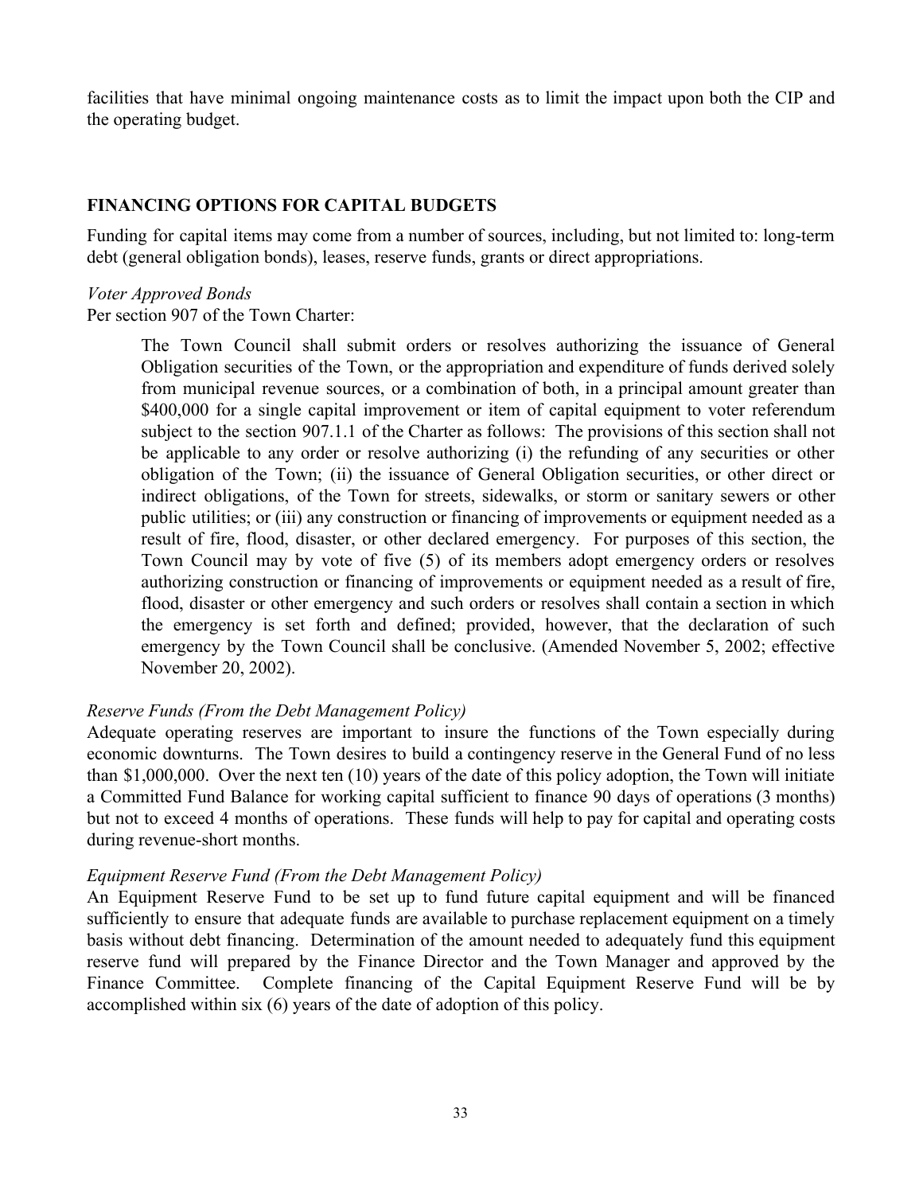facilities that have minimal ongoing maintenance costs as to limit the impact upon both the CIP and the operating budget.

## FINANCING OPTIONS FOR CAPITAL BUDGETS

Funding for capital items may come from a number of sources, including, but not limited to: long-term debt (general obligation bonds), leases, reserve funds, grants or direct appropriations.

*Voter Approved Bonds*

Per section 907 of the Town Charter:

> The Town Council shall submit orders or resolves authorizing the issuance of General Obligation securities of the Town, or the appropriation and expenditure of funds derived solely from municipal revenue sources, or a combination of both, in a principal amount greater than $400,000 for a single capital improvement or item of capital equipment to voter referendum subject to the section 907.1.1 of the Charter as follows: The provisions of this section shall not be applicable to any order or resolve authorizing (i) the refunding of any securities or other obligation of the Town; (ii) the issuance of General Obligation securities, or other direct or indirect obligations, of the Town for streets, sidewalks, or storm or sanitary sewers or other public utilities; or (iii) any construction or financing of improvements or equipment needed as a result of fire, flood, disaster, or other declared emergency. For purposes of this section, the Town Council may by vote of five (5) of its members adopt emergency orders or resolves authorizing construction or financing of improvements or equipment needed as a result of fire, flood, disaster or other emergency and such orders or resolves shall contain a section in which the emergency is set forth and defined; provided, however, that the declaration of such emergency by the Town Council shall be conclusive. (Amended November 5, 2002; effective November 20, 2002).

*Reserve Funds (From the Debt Management Policy)*

Adequate operating reserves are important to insure the functions of the Town especially during economic downturns. The Town desires to build a contingency reserve in the General Fund of no less than $1,000,000. Over the next ten (10) years of the date of this policy adoption, the Town will initiate a Committed Fund Balance for working capital sufficient to finance 90 days of operations (3 months) but not to exceed 4 months of operations. These funds will help to pay for capital and operating costs during revenue-short months.

*Equipment Reserve Fund (From the Debt Management Policy)*

An Equipment Reserve Fund to be set up to fund future capital equipment and will be financed sufficiently to ensure that adequate funds are available to purchase replacement equipment on a timely basis without debt financing. Determination of the amount needed to adequately fund this equipment reserve fund will prepared by the Finance Director and the Town Manager and approved by the Finance Committee. Complete financing of the Capital Equipment Reserve Fund will be by accomplished within six (6) years of the date of adoption of this policy.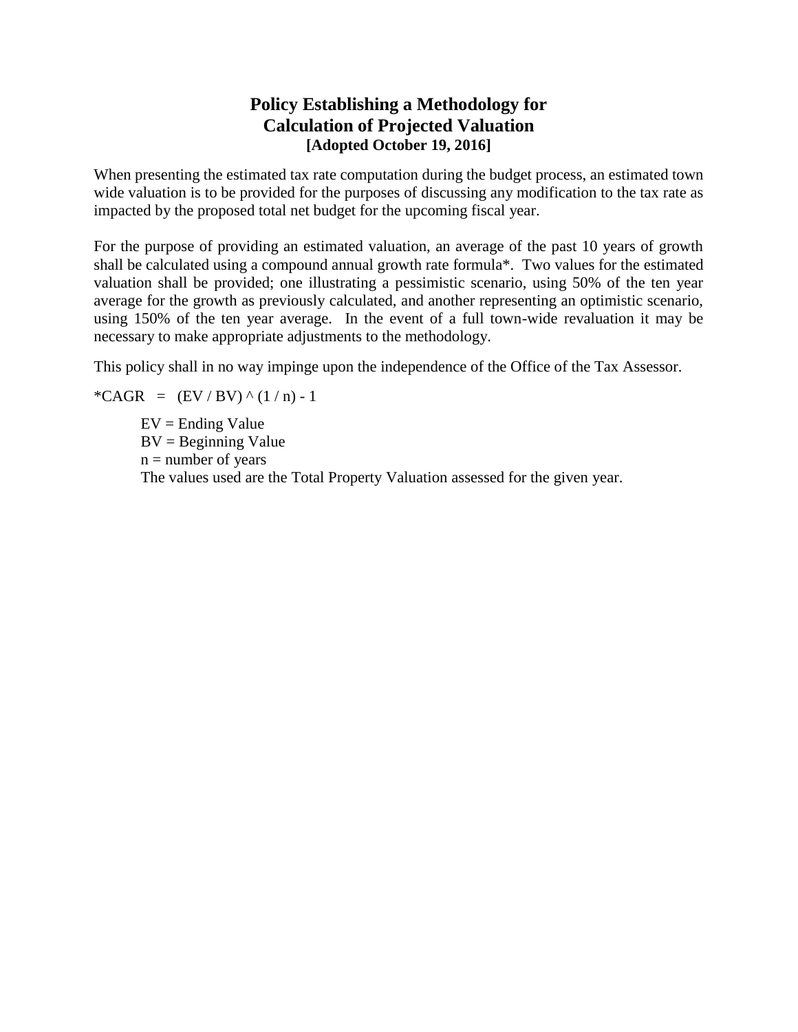# Policy Establishing a Methodology for Calculation of Projected Valuation

**[Adopted October 19, 2016]**

When presenting the estimated tax rate computation during the budget process, an estimated town wide valuation is to be provided for the purposes of discussing any modification to the tax rate as impacted by the proposed total net budget for the upcoming fiscal year.

For the purpose of providing an estimated valuation, an average of the past 10 years of growth shall be calculated using a compound annual growth rate formula*. Two values for the estimated valuation shall be provided; one illustrating a pessimistic scenario, using 50% of the ten year average for the growth as previously calculated, and another representing an optimistic scenario, using 150% of the ten year average. In the event of a full town-wide revaluation it may be necessary to make appropriate adjustments to the methodology.

This policy shall in no way impinge upon the independence of the Office of the Tax Assessor.

*CAGR = $(EV / BV)^{(1 / n)} - 1$

EV = Ending Value
BV = Beginning Value
n = number of years
The values used are the Total Property Valuation assessed for the given year.